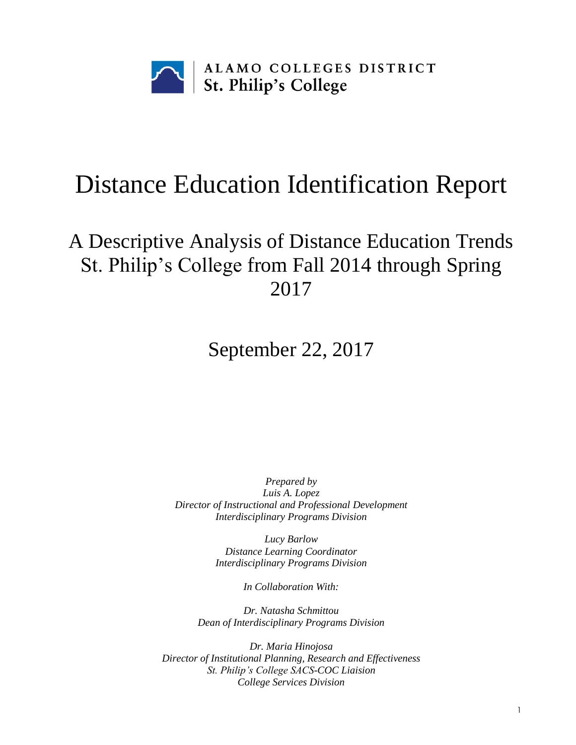ALAMO COLLEGES DISTRICT
St. Philip's College

# Distance Education Identification Report

## A Descriptive Analysis of Distance Education Trends St. Philip's College from Fall 2014 through Spring 2017

September 22, 2017

*Prepared by*
*Luis A. Lopez*
*Director of Instructional and Professional Development*
*Interdisciplinary Programs Division*

*Lucy Barlow*
*Distance Learning Coordinator*
*Interdisciplinary Programs Division*

*In Collaboration With:*

*Dr. Natasha Schmittou*
*Dean of Interdisciplinary Programs Division*

*Dr. Maria Hinojosa*
*Director of Institutional Planning, Research and Effectiveness*
*St. Philip's College SACS-COC Liaision*
*College Services Division*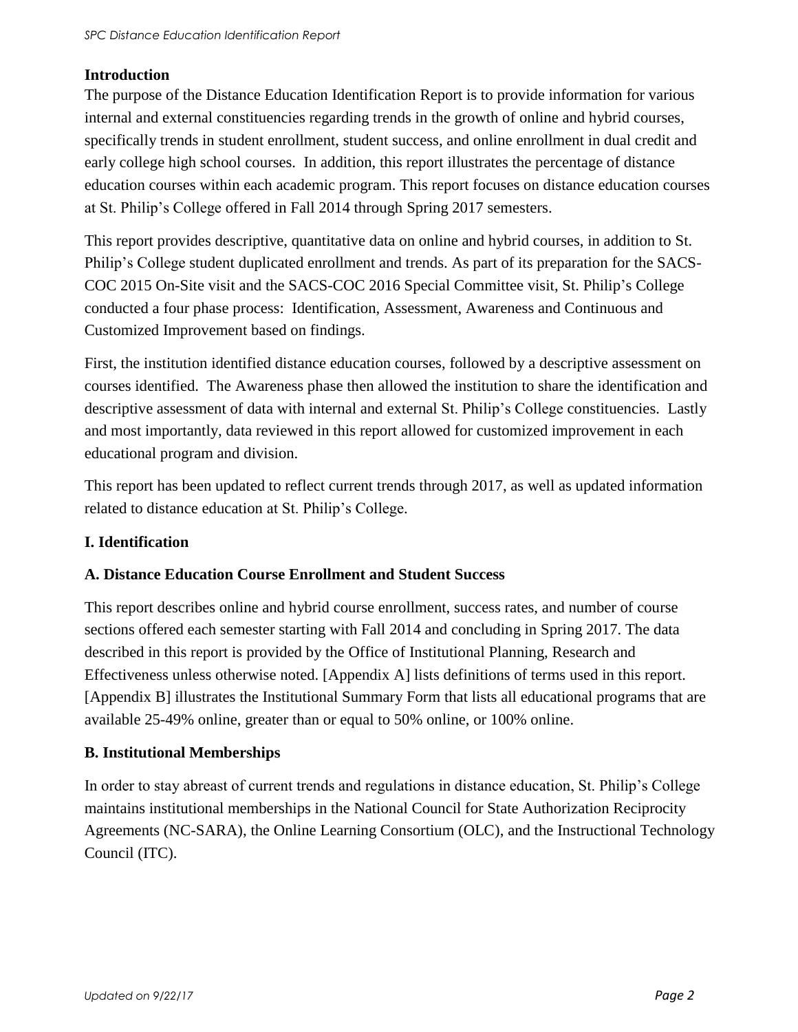## Introduction

The purpose of the Distance Education Identification Report is to provide information for various internal and external constituencies regarding trends in the growth of online and hybrid courses, specifically trends in student enrollment, student success, and online enrollment in dual credit and early college high school courses. In addition, this report illustrates the percentage of distance education courses within each academic program. This report focuses on distance education courses at St. Philip's College offered in Fall 2014 through Spring 2017 semesters.

This report provides descriptive, quantitative data on online and hybrid courses, in addition to St. Philip's College student duplicated enrollment and trends. As part of its preparation for the SACS-COC 2015 On-Site visit and the SACS-COC 2016 Special Committee visit, St. Philip's College conducted a four phase process: Identification, Assessment, Awareness and Continuous and Customized Improvement based on findings.

First, the institution identified distance education courses, followed by a descriptive assessment on courses identified. The Awareness phase then allowed the institution to share the identification and descriptive assessment of data with internal and external St. Philip's College constituencies. Lastly and most importantly, data reviewed in this report allowed for customized improvement in each educational program and division.

This report has been updated to reflect current trends through 2017, as well as updated information related to distance education at St. Philip's College.

## I. Identification

### A. Distance Education Course Enrollment and Student Success

This report describes online and hybrid course enrollment, success rates, and number of course sections offered each semester starting with Fall 2014 and concluding in Spring 2017. The data described in this report is provided by the Office of Institutional Planning, Research and Effectiveness unless otherwise noted. [Appendix A] lists definitions of terms used in this report. [Appendix B] illustrates the Institutional Summary Form that lists all educational programs that are available 25-49% online, greater than or equal to 50% online, or 100% online.

### B. Institutional Memberships

In order to stay abreast of current trends and regulations in distance education, St. Philip's College maintains institutional memberships in the National Council for State Authorization Reciprocity Agreements (NC-SARA), the Online Learning Consortium (OLC), and the Instructional Technology Council (ITC).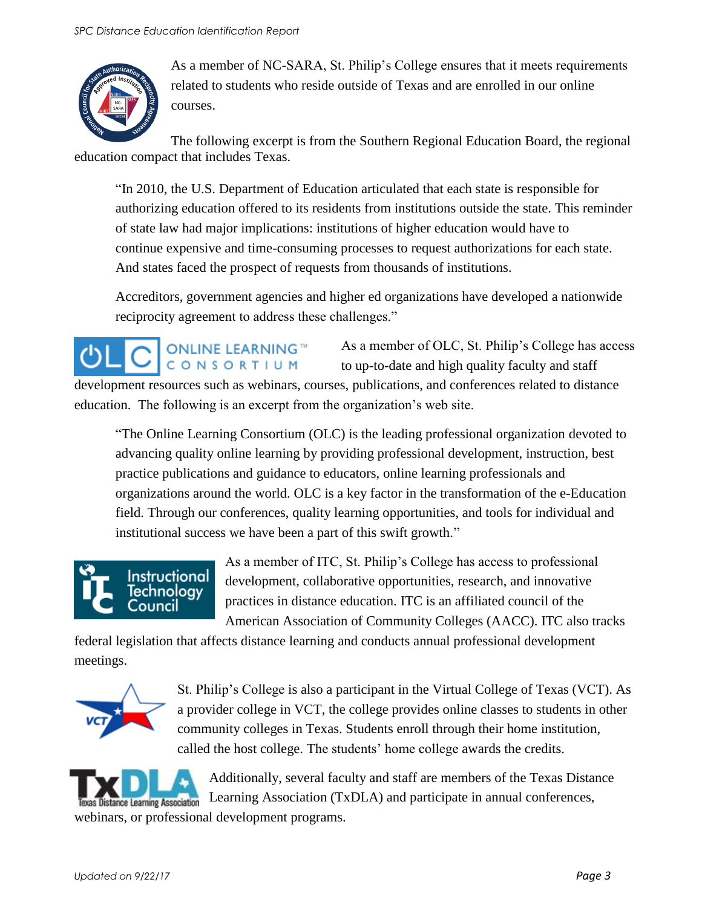As a member of NC-SARA, St. Philip's College ensures that it meets requirements related to students who reside outside of Texas and are enrolled in our online courses.

The following excerpt is from the Southern Regional Education Board, the regional education compact that includes Texas.

> "In 2010, the U.S. Department of Education articulated that each state is responsible for authorizing education offered to its residents from institutions outside the state. This reminder of state law had major implications: institutions of higher education would have to continue expensive and time-consuming processes to request authorizations for each state. And states faced the prospect of requests from thousands of institutions.
>
> Accreditors, government agencies and higher ed organizations have developed a nationwide reciprocity agreement to address these challenges."

As a member of OLC, St. Philip's College has access to up-to-date and high quality faculty and staff development resources such as webinars, courses, publications, and conferences related to distance education. The following is an excerpt from the organization's web site.

> "The Online Learning Consortium (OLC) is the leading professional organization devoted to advancing quality online learning by providing professional development, instruction, best practice publications and guidance to educators, online learning professionals and organizations around the world. OLC is a key factor in the transformation of the e-Education field. Through our conferences, quality learning opportunities, and tools for individual and institutional success we have been a part of this swift growth."

As a member of ITC, St. Philip's College has access to professional development, collaborative opportunities, research, and innovative practices in distance education. ITC is an affiliated council of the American Association of Community Colleges (AACC). ITC also tracks federal legislation that affects distance learning and conducts annual professional development meetings.

St. Philip's College is also a participant in the Virtual College of Texas (VCT). As a provider college in VCT, the college provides online classes to students in other community colleges in Texas. Students enroll through their home institution, called the host college. The students' home college awards the credits.

Additionally, several faculty and staff are members of the Texas Distance Learning Association (TxDLA) and participate in annual conferences, webinars, or professional development programs.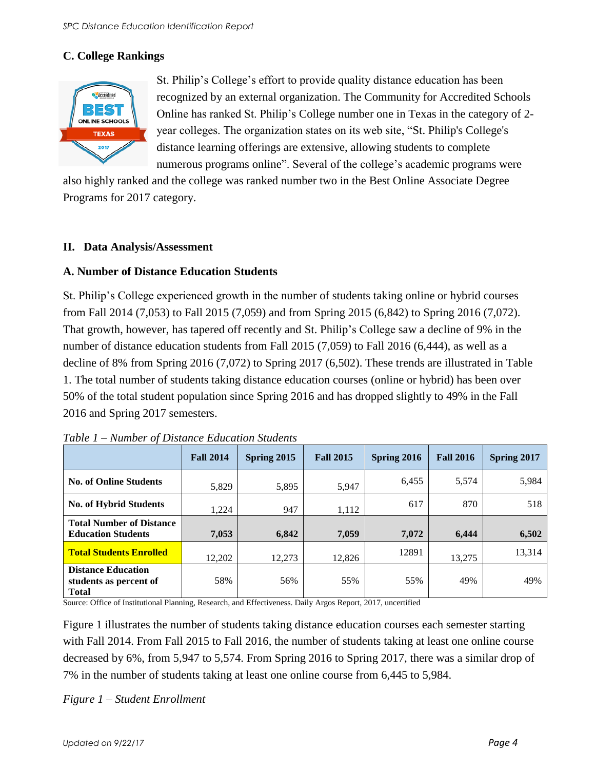### C. College Rankings

St. Philip's College's effort to provide quality distance education has been recognized by an external organization. The Community for Accredited Schools Online has ranked St. Philip's College number one in Texas in the category of 2-year colleges. The organization states on its web site, "St. Philip's College's distance learning offerings are extensive, allowing students to complete numerous programs online". Several of the college's academic programs were also highly ranked and the college was ranked number two in the Best Online Associate Degree Programs for 2017 category.

## II. Data Analysis/Assessment

### A. Number of Distance Education Students

St. Philip's College experienced growth in the number of students taking online or hybrid courses from Fall 2014 (7,053) to Fall 2015 (7,059) and from Spring 2015 (6,842) to Spring 2016 (7,072). That growth, however, has tapered off recently and St. Philip's College saw a decline of 9% in the number of distance education students from Fall 2015 (7,059) to Fall 2016 (6,444), as well as a decline of 8% from Spring 2016 (7,072) to Spring 2017 (6,502). These trends are illustrated in Table 1. The total number of students taking distance education courses (online or hybrid) has been over 50% of the total student population since Spring 2016 and has dropped slightly to 49% in the Fall 2016 and Spring 2017 semesters.

*Table 1 – Number of Distance Education Students*

| | Fall 2014 | Spring 2015 | Fall 2015 | Spring 2016 | Fall 2016 | Spring 2017 |
|---|---|---|---|---|---|---|
| **No. of Online Students** | 5,829 | 5,895 | 5,947 | 6,455 | 5,574 | 5,984 |
| **No. of Hybrid Students** | 1,224 | 947 | 1,112 | 617 | 870 | 518 |
| **Total Number of Distance Education Students** | **7,053** | **6,842** | **7,059** | **7,072** | **6,444** | **6,502** |
| **Total Students Enrolled** | 12,202 | 12,273 | 12,826 | 12891 | 13,275 | 13,314 |
| **Distance Education students as percent of Total** | 58% | 56% | 55% | 55% | 49% | 49% |

Source: Office of Institutional Planning, Research, and Effectiveness. Daily Argos Report, 2017, uncertified

Figure 1 illustrates the number of students taking distance education courses each semester starting with Fall 2014. From Fall 2015 to Fall 2016, the number of students taking at least one online course decreased by 6%, from 5,947 to 5,574. From Spring 2016 to Spring 2017, there was a similar drop of 7% in the number of students taking at least one online course from 6,445 to 5,984.

*Figure 1 – Student Enrollment*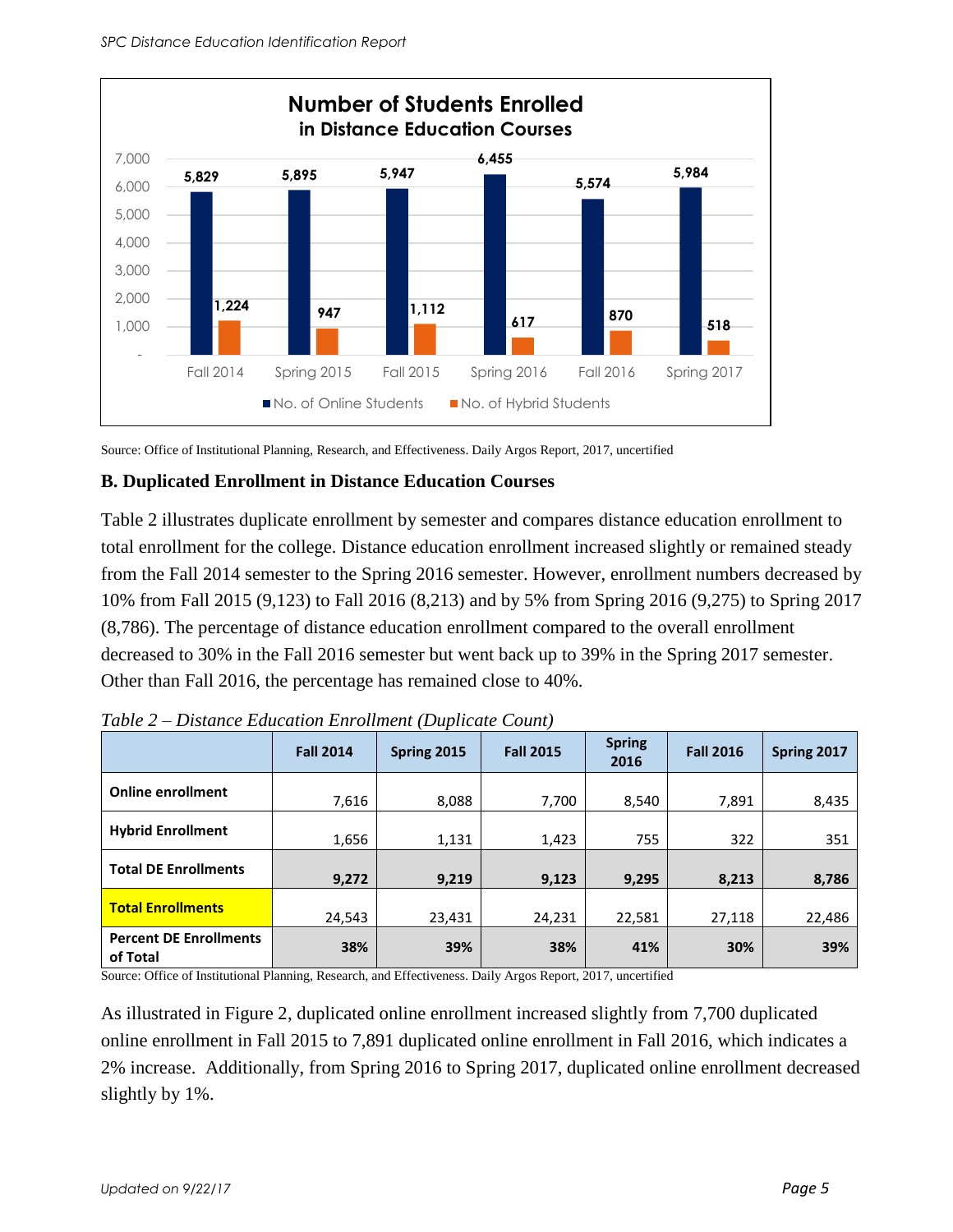**Number of Students Enrolled in Distance Education Courses**

| | Fall 2014 | Spring 2015 | Fall 2015 | Spring 2016 | Fall 2016 | Spring 2017 |
|---|---|---|---|---|---|---|
| No. of Online Students | 5,829 | 5,895 | 5,947 | 6,455 | 5,574 | 5,984 |
| No. of Hybrid Students | 1,224 | 947 | 1,112 | 617 | 870 | 518 |

Source: Office of Institutional Planning, Research, and Effectiveness. Daily Argos Report, 2017, uncertified

### B. Duplicated Enrollment in Distance Education Courses

Table 2 illustrates duplicate enrollment by semester and compares distance education enrollment to total enrollment for the college. Distance education enrollment increased slightly or remained steady from the Fall 2014 semester to the Spring 2016 semester. However, enrollment numbers decreased by 10% from Fall 2015 (9,123) to Fall 2016 (8,213) and by 5% from Spring 2016 (9,275) to Spring 2017 (8,786). The percentage of distance education enrollment compared to the overall enrollment decreased to 30% in the Fall 2016 semester but went back up to 39% in the Spring 2017 semester. Other than Fall 2016, the percentage has remained close to 40%.

*Table 2 – Distance Education Enrollment (Duplicate Count)*

| | Fall 2014 | Spring 2015 | Fall 2015 | Spring 2016 | Fall 2016 | Spring 2017 |
|---|---|---|---|---|---|---|
| **Online enrollment** | 7,616 | 8,088 | 7,700 | 8,540 | 7,891 | 8,435 |
| **Hybrid Enrollment** | 1,656 | 1,131 | 1,423 | 755 | 322 | 351 |
| **Total DE Enrollments** | **9,272** | **9,219** | **9,123** | **9,295** | **8,213** | **8,786** |
| **Total Enrollments** | 24,543 | 23,431 | 24,231 | 22,581 | 27,118 | 22,486 |
| **Percent DE Enrollments of Total** | **38%** | **39%** | **38%** | **41%** | **30%** | **39%** |

Source: Office of Institutional Planning, Research, and Effectiveness. Daily Argos Report, 2017, uncertified

As illustrated in Figure 2, duplicated online enrollment increased slightly from 7,700 duplicated online enrollment in Fall 2015 to 7,891 duplicated online enrollment in Fall 2016, which indicates a 2% increase. Additionally, from Spring 2016 to Spring 2017, duplicated online enrollment decreased slightly by 1%.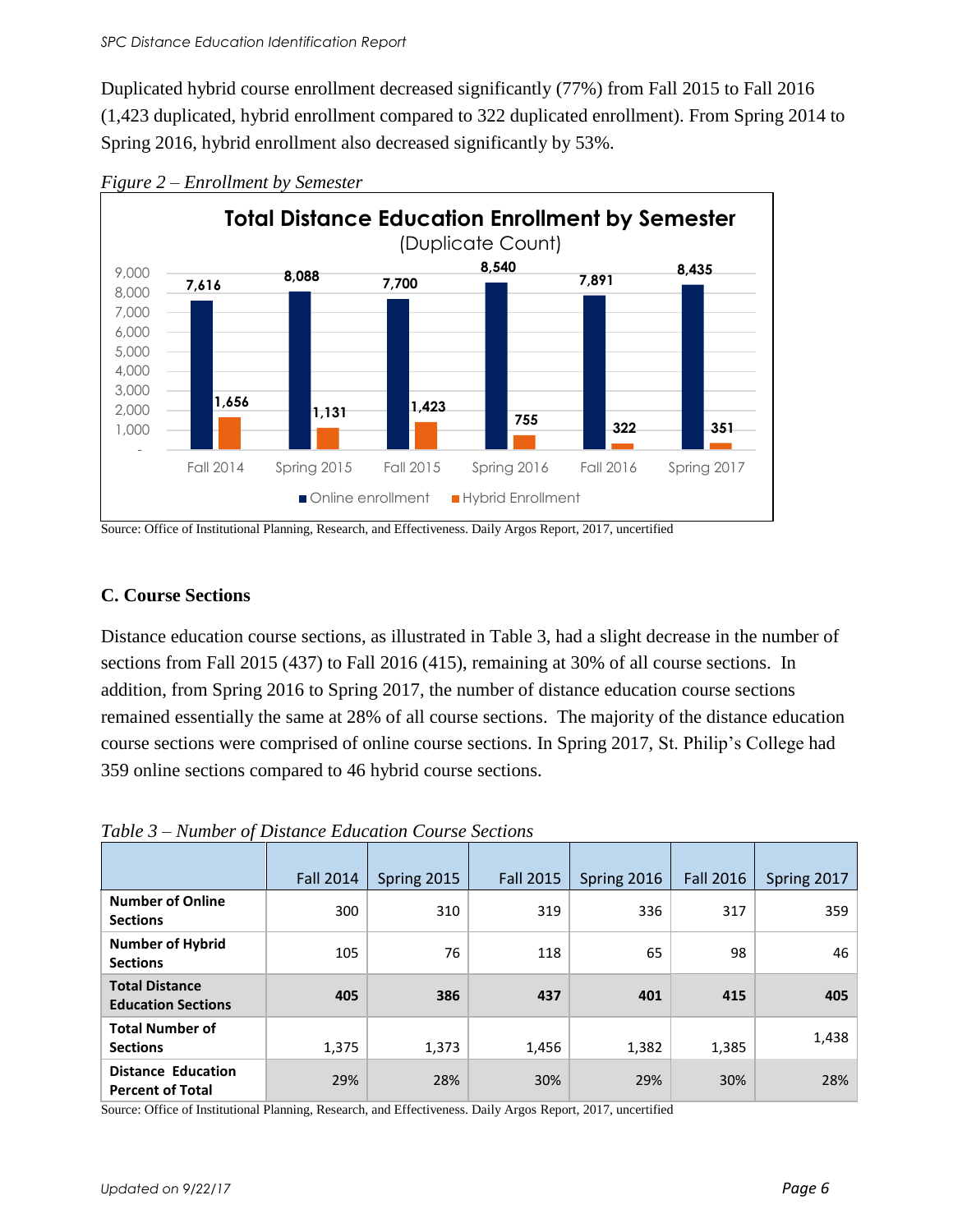Duplicated hybrid course enrollment decreased significantly (77%) from Fall 2015 to Fall 2016 (1,423 duplicated, hybrid enrollment compared to 322 duplicated enrollment). From Spring 2014 to Spring 2016, hybrid enrollment also decreased significantly by 53%.

*Figure 2 – Enrollment by Semester*

**Total Distance Education Enrollment by Semester**
(Duplicate Count)

| | Fall 2014 | Spring 2015 | Fall 2015 | Spring 2016 | Fall 2016 | Spring 2017 |
|---|---|---|---|---|---|---|
| Online enrollment | 7,616 | 8,088 | 7,700 | 8,540 | 7,891 | 8,435 |
| Hybrid Enrollment | 1,656 | 1,131 | 1,423 | 755 | 322 | 351 |

Source: Office of Institutional Planning, Research, and Effectiveness. Daily Argos Report, 2017, uncertified

### C. Course Sections

Distance education course sections, as illustrated in Table 3, had a slight decrease in the number of sections from Fall 2015 (437) to Fall 2016 (415), remaining at 30% of all course sections. In addition, from Spring 2016 to Spring 2017, the number of distance education course sections remained essentially the same at 28% of all course sections. The majority of the distance education course sections were comprised of online course sections. In Spring 2017, St. Philip's College had 359 online sections compared to 46 hybrid course sections.

*Table 3 – Number of Distance Education Course Sections*

| | Fall 2014 | Spring 2015 | Fall 2015 | Spring 2016 | Fall 2016 | Spring 2017 |
|---|---|---|---|---|---|---|
| **Number of Online Sections** | 300 | 310 | 319 | 336 | 317 | 359 |
| **Number of Hybrid Sections** | 105 | 76 | 118 | 65 | 98 | 46 |
| **Total Distance Education Sections** | **405** | **386** | **437** | **401** | **415** | **405** |
| **Total Number of Sections** | 1,375 | 1,373 | 1,456 | 1,382 | 1,385 | 1,438 |
| **Distance Education Percent of Total** | 29% | 28% | 30% | 29% | 30% | 28% |

Source: Office of Institutional Planning, Research, and Effectiveness. Daily Argos Report, 2017, uncertified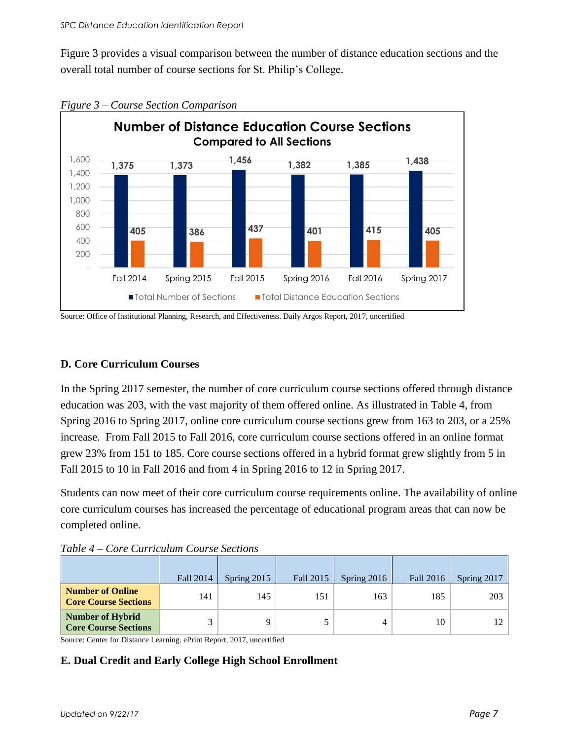Figure 3 provides a visual comparison between the number of distance education sections and the overall total number of course sections for St. Philip's College.

*Figure 3 – Course Section Comparison*

**Number of Distance Education Course Sections**
**Compared to All Sections**

| | Fall 2014 | Spring 2015 | Fall 2015 | Spring 2016 | Fall 2016 | Spring 2017 |
|---|---|---|---|---|---|---|
| Total Number of Sections | 1,375 | 1,373 | 1,456 | 1,382 | 1,385 | 1,438 |
| Total Distance Education Sections | 405 | 386 | 437 | 401 | 415 | 405 |

Source: Office of Institutional Planning, Research, and Effectiveness. Daily Argos Report, 2017, uncertified

### D. Core Curriculum Courses

In the Spring 2017 semester, the number of core curriculum course sections offered through distance education was 203, with the vast majority of them offered online. As illustrated in Table 4, from Spring 2016 to Spring 2017, online core curriculum course sections grew from 163 to 203, or a 25% increase. From Fall 2015 to Fall 2016, core curriculum course sections offered in an online format grew 23% from 151 to 185. Core course sections offered in a hybrid format grew slightly from 5 in Fall 2015 to 10 in Fall 2016 and from 4 in Spring 2016 to 12 in Spring 2017.

Students can now meet of their core curriculum course requirements online. The availability of online core curriculum courses has increased the percentage of educational program areas that can now be completed online.

*Table 4 – Core Curriculum Course Sections*

| | Fall 2014 | Spring 2015 | Fall 2015 | Spring 2016 | Fall 2016 | Spring 2017 |
|---|---|---|---|---|---|---|
| **Number of Online Core Course Sections** | 141 | 145 | 151 | 163 | 185 | 203 |
| **Number of Hybrid Core Course Sections** | 3 | 9 | 5 | 4 | 10 | 12 |

Source: Center for Distance Learning. ePrint Report, 2017, uncertified

### E. Dual Credit and Early College High School Enrollment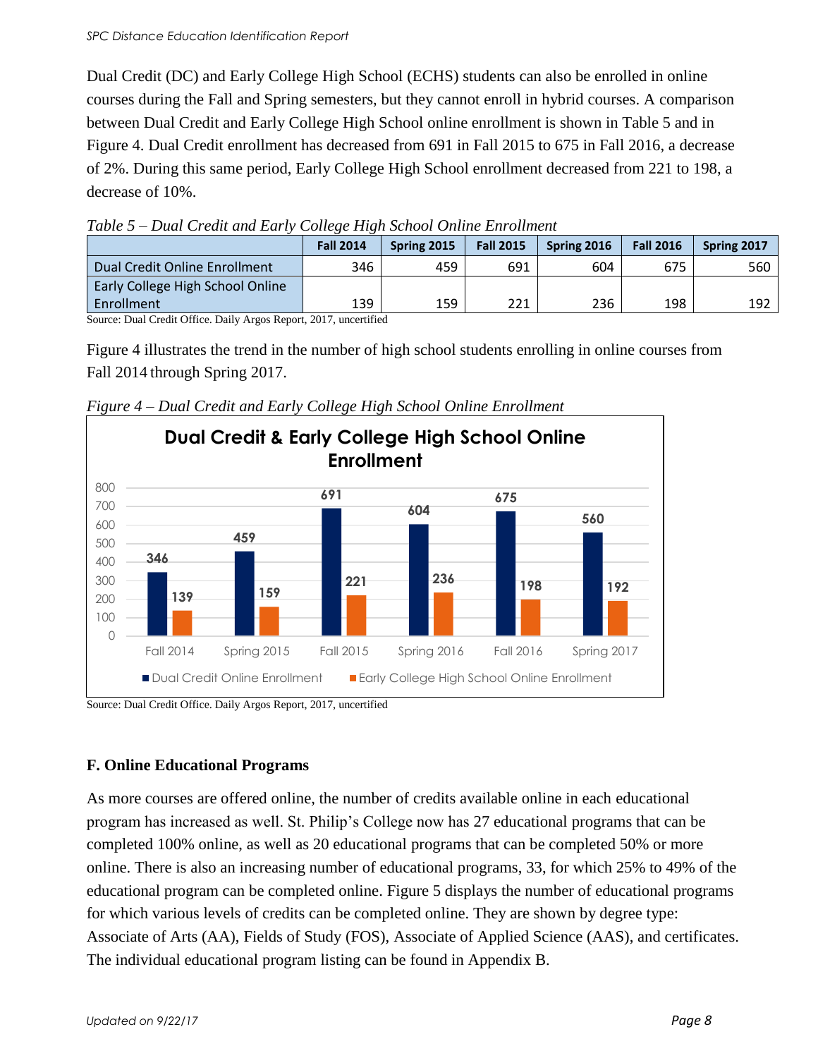Dual Credit (DC) and Early College High School (ECHS) students can also be enrolled in online courses during the Fall and Spring semesters, but they cannot enroll in hybrid courses. A comparison between Dual Credit and Early College High School online enrollment is shown in Table 5 and in Figure 4. Dual Credit enrollment has decreased from 691 in Fall 2015 to 675 in Fall 2016, a decrease of 2%. During this same period, Early College High School enrollment decreased from 221 to 198, a decrease of 10%.

*Table 5 – Dual Credit and Early College High School Online Enrollment*

| | Fall 2014 | Spring 2015 | Fall 2015 | Spring 2016 | Fall 2016 | Spring 2017 |
|---|---|---|---|---|---|---|
| Dual Credit Online Enrollment | 346 | 459 | 691 | 604 | 675 | 560 |
| Early College High School Online Enrollment | 139 | 159 | 221 | 236 | 198 | 192 |

Source: Dual Credit Office. Daily Argos Report, 2017, uncertified

Figure 4 illustrates the trend in the number of high school students enrolling in online courses from Fall 2014 through Spring 2017.

*Figure 4 – Dual Credit and Early College High School Online Enrollment*

**Dual Credit & Early College High School Online Enrollment**

| | Fall 2014 | Spring 2015 | Fall 2015 | Spring 2016 | Fall 2016 | Spring 2017 |
|---|---|---|---|---|---|---|
| Dual Credit Online Enrollment | 346 | 459 | 691 | 604 | 675 | 560 |
| Early College High School Online Enrollment | 139 | 159 | 221 | 236 | 198 | 192 |

Source: Dual Credit Office. Daily Argos Report, 2017, uncertified

### F. Online Educational Programs

As more courses are offered online, the number of credits available online in each educational program has increased as well. St. Philip's College now has 27 educational programs that can be completed 100% online, as well as 20 educational programs that can be completed 50% or more online. There is also an increasing number of educational programs, 33, for which 25% to 49% of the educational program can be completed online. Figure 5 displays the number of educational programs for which various levels of credits can be completed online. They are shown by degree type: Associate of Arts (AA), Fields of Study (FOS), Associate of Applied Science (AAS), and certificates. The individual educational program listing can be found in Appendix B.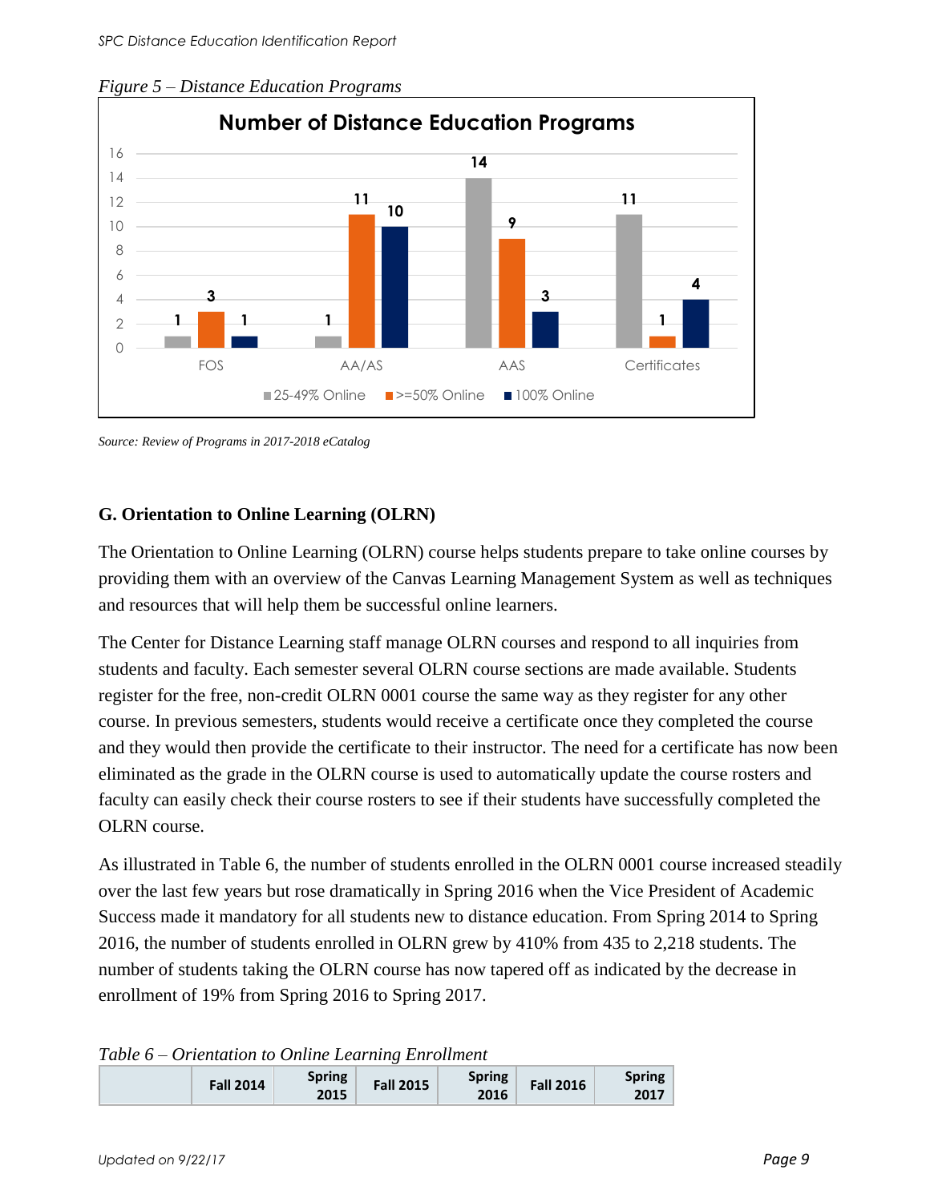*Figure 5 – Distance Education Programs*

| | 25-49% Online | >=50% Online | 100% Online |
|---|---|---|---|
| FOS | 1 | 3 | 1 |
| AA/AS | 1 | 11 | 10 |
| AAS | 14 | 9 | 3 |
| Certificates | 11 | 1 | 4 |

*Source: Review of Programs in 2017-2018 eCatalog*

## G. Orientation to Online Learning (OLRN)

The Orientation to Online Learning (OLRN) course helps students prepare to take online courses by providing them with an overview of the Canvas Learning Management System as well as techniques and resources that will help them be successful online learners.

The Center for Distance Learning staff manage OLRN courses and respond to all inquiries from students and faculty. Each semester several OLRN course sections are made available. Students register for the free, non-credit OLRN 0001 course the same way as they register for any other course. In previous semesters, students would receive a certificate once they completed the course and they would then provide the certificate to their instructor. The need for a certificate has now been eliminated as the grade in the OLRN course is used to automatically update the course rosters and faculty can easily check their course rosters to see if their students have successfully completed the OLRN course.

As illustrated in Table 6, the number of students enrolled in the OLRN 0001 course increased steadily over the last few years but rose dramatically in Spring 2016 when the Vice President of Academic Success made it mandatory for all students new to distance education. From Spring 2014 to Spring 2016, the number of students enrolled in OLRN grew by 410% from 435 to 2,218 students. The number of students taking the OLRN course has now tapered off as indicated by the decrease in enrollment of 19% from Spring 2016 to Spring 2017.

*Table 6 – Orientation to Online Learning Enrollment*

| | Fall 2014 | Spring 2015 | Fall 2015 | Spring 2016 | Fall 2016 | Spring 2017 |
|---|---|---|---|---|---|---|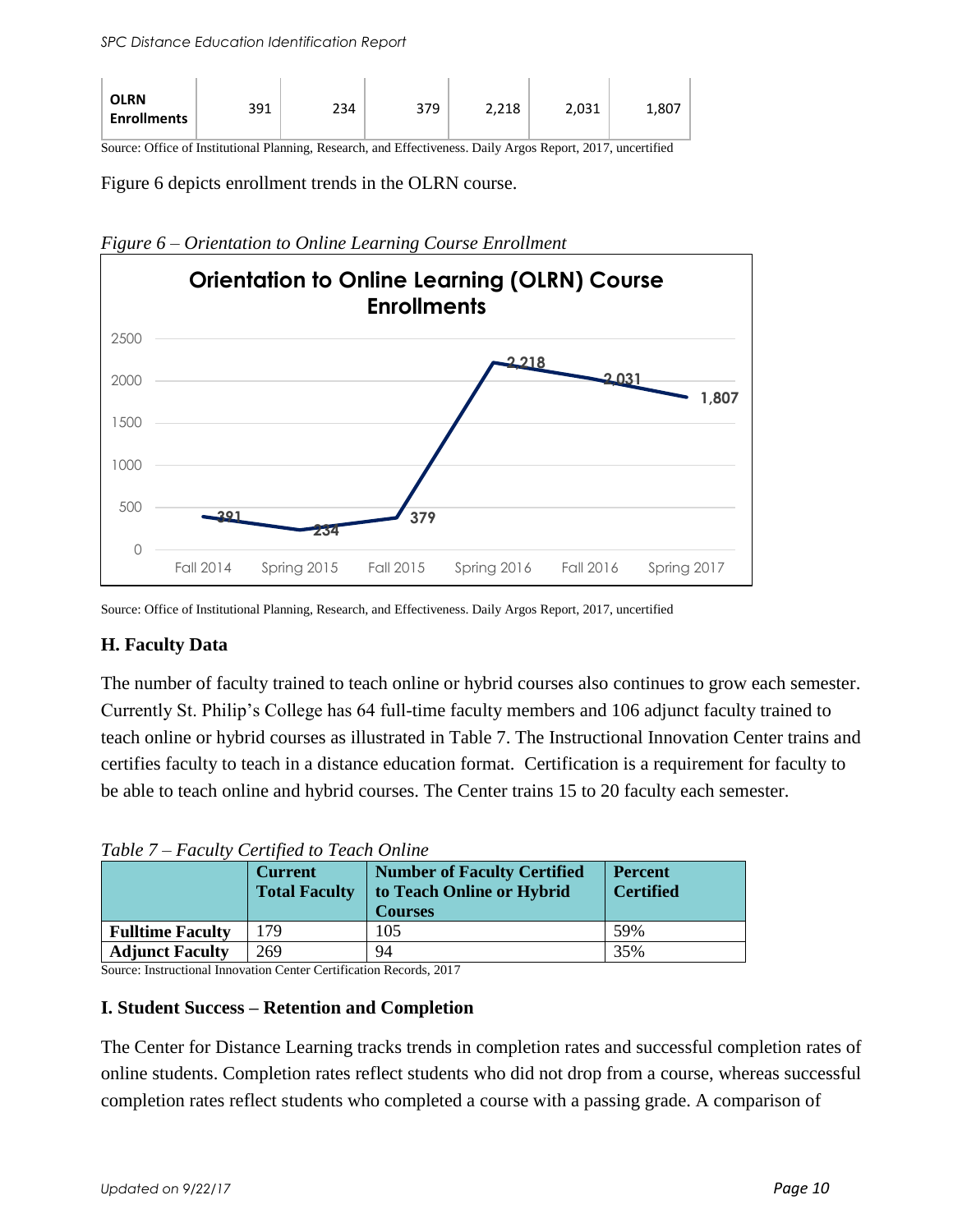| OLRN Enrollments | 391 | 234 | 379 | 2,218 | 2,031 | 1,807 |
|---|---|---|---|---|---|---|

Source: Office of Institutional Planning, Research, and Effectiveness. Daily Argos Report, 2017, uncertified

Figure 6 depicts enrollment trends in the OLRN course.

*Figure 6 – Orientation to Online Learning Course Enrollment*

**Orientation to Online Learning (OLRN) Course Enrollments**

| Term | Enrollments |
|---|---|
| Fall 2014 | 391 |
| Spring 2015 | 234 |
| Fall 2015 | 379 |
| Spring 2016 | 2,218 |
| Fall 2016 | 2,031 |
| Spring 2017 | 1,807 |

Source: Office of Institutional Planning, Research, and Effectiveness. Daily Argos Report, 2017, uncertified

### H. Faculty Data

The number of faculty trained to teach online or hybrid courses also continues to grow each semester. Currently St. Philip's College has 64 full-time faculty members and 106 adjunct faculty trained to teach online or hybrid courses as illustrated in Table 7. The Instructional Innovation Center trains and certifies faculty to teach in a distance education format. Certification is a requirement for faculty to be able to teach online and hybrid courses. The Center trains 15 to 20 faculty each semester.

*Table 7 – Faculty Certified to Teach Online*

| | Current Total Faculty | Number of Faculty Certified to Teach Online or Hybrid Courses | Percent Certified |
|---|---|---|---|
| **Fulltime Faculty** | 179 | 105 | 59% |
| **Adjunct Faculty** | 269 | 94 | 35% |

Source: Instructional Innovation Center Certification Records, 2017

### I. Student Success – Retention and Completion

The Center for Distance Learning tracks trends in completion rates and successful completion rates of online students. Completion rates reflect students who did not drop from a course, whereas successful completion rates reflect students who completed a course with a passing grade. A comparison of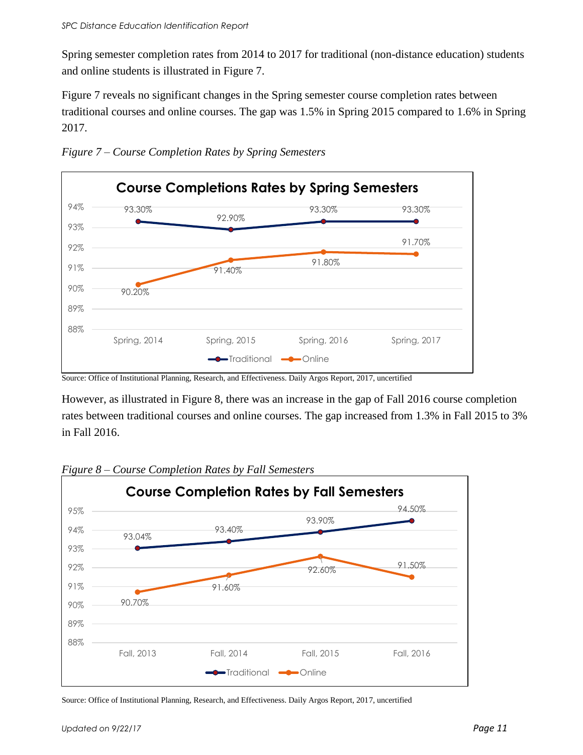Spring semester completion rates from 2014 to 2017 for traditional (non-distance education) students and online students is illustrated in Figure 7.

Figure 7 reveals no significant changes in the Spring semester course completion rates between traditional courses and online courses. The gap was 1.5% in Spring 2015 compared to 1.6% in Spring 2017.

*Figure 7 – Course Completion Rates by Spring Semesters*

**Course Completions Rates by Spring Semesters**

| | Spring, 2014 | Spring, 2015 | Spring, 2016 | Spring, 2017 |
|---|---|---|---|---|
| Traditional | 93.30% | 92.90% | 93.30% | 93.30% |
| Online | 90.20% | 91.40% | 91.80% | 91.70% |

Source: Office of Institutional Planning, Research, and Effectiveness. Daily Argos Report, 2017, uncertified

However, as illustrated in Figure 8, there was an increase in the gap of Fall 2016 course completion rates between traditional courses and online courses. The gap increased from 1.3% in Fall 2015 to 3% in Fall 2016.

*Figure 8 – Course Completion Rates by Fall Semesters*

**Course Completion Rates by Fall Semesters**

| | Fall, 2013 | Fall, 2014 | Fall, 2015 | Fall, 2016 |
|---|---|---|---|---|
| Traditional | 93.04% | 93.40% | 93.90% | 94.50% |
| Online | 90.70% | 91.60% | 92.60% | 91.50% |

Source: Office of Institutional Planning, Research, and Effectiveness. Daily Argos Report, 2017, uncertified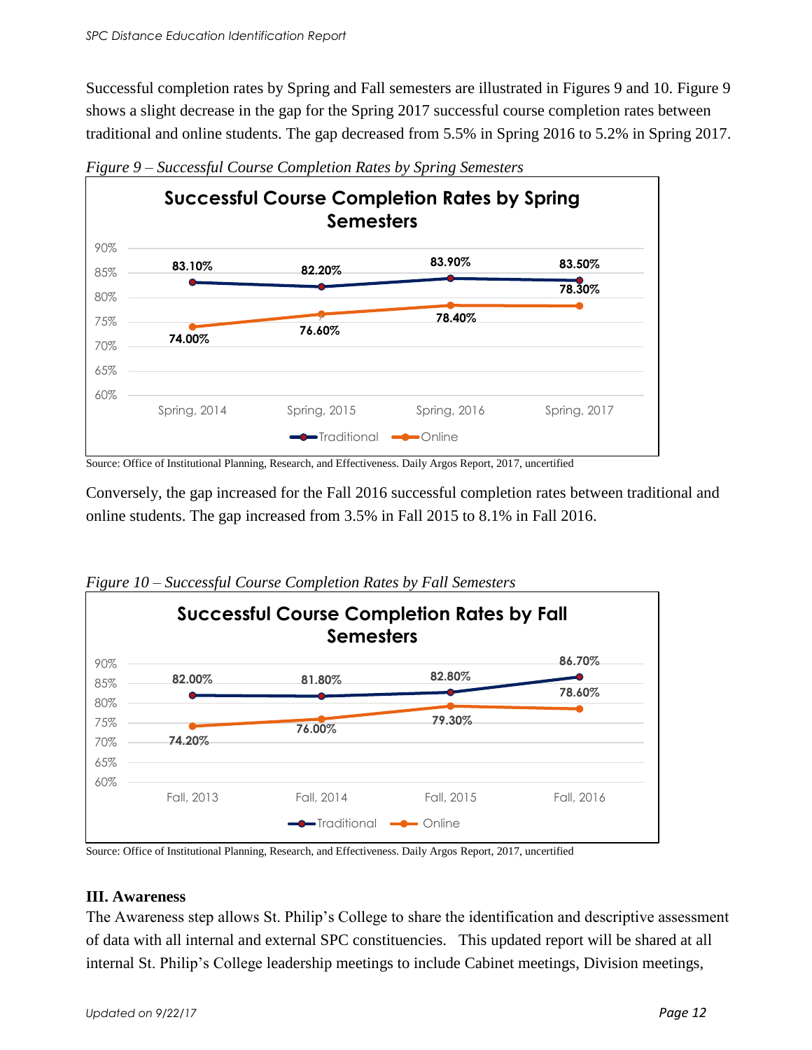Successful completion rates by Spring and Fall semesters are illustrated in Figures 9 and 10. Figure 9 shows a slight decrease in the gap for the Spring 2017 successful course completion rates between traditional and online students. The gap decreased from 5.5% in Spring 2016 to 5.2% in Spring 2017.

*Figure 9 – Successful Course Completion Rates by Spring Semesters*

**Successful Course Completion Rates by Spring Semesters**

| | Spring, 2014 | Spring, 2015 | Spring, 2016 | Spring, 2017 |
|---|---|---|---|---|
| Traditional | 83.10% | 82.20% | 83.90% | 83.50% |
| Online | 74.00% | 76.60% | 78.40% | 78.30% |

Source: Office of Institutional Planning, Research, and Effectiveness. Daily Argos Report, 2017, uncertified

Conversely, the gap increased for the Fall 2016 successful completion rates between traditional and online students. The gap increased from 3.5% in Fall 2015 to 8.1% in Fall 2016.

*Figure 10 – Successful Course Completion Rates by Fall Semesters*

**Successful Course Completion Rates by Fall Semesters**

| | Fall, 2013 | Fall, 2014 | Fall, 2015 | Fall, 2016 |
|---|---|---|---|---|
| Traditional | 82.00% | 81.80% | 82.80% | 86.70% |
| Online | 74.20% | 76.00% | 79.30% | 78.60% |

Source: Office of Institutional Planning, Research, and Effectiveness. Daily Argos Report, 2017, uncertified

### III. Awareness

The Awareness step allows St. Philip's College to share the identification and descriptive assessment of data with all internal and external SPC constituencies. This updated report will be shared at all internal St. Philip's College leadership meetings to include Cabinet meetings, Division meetings,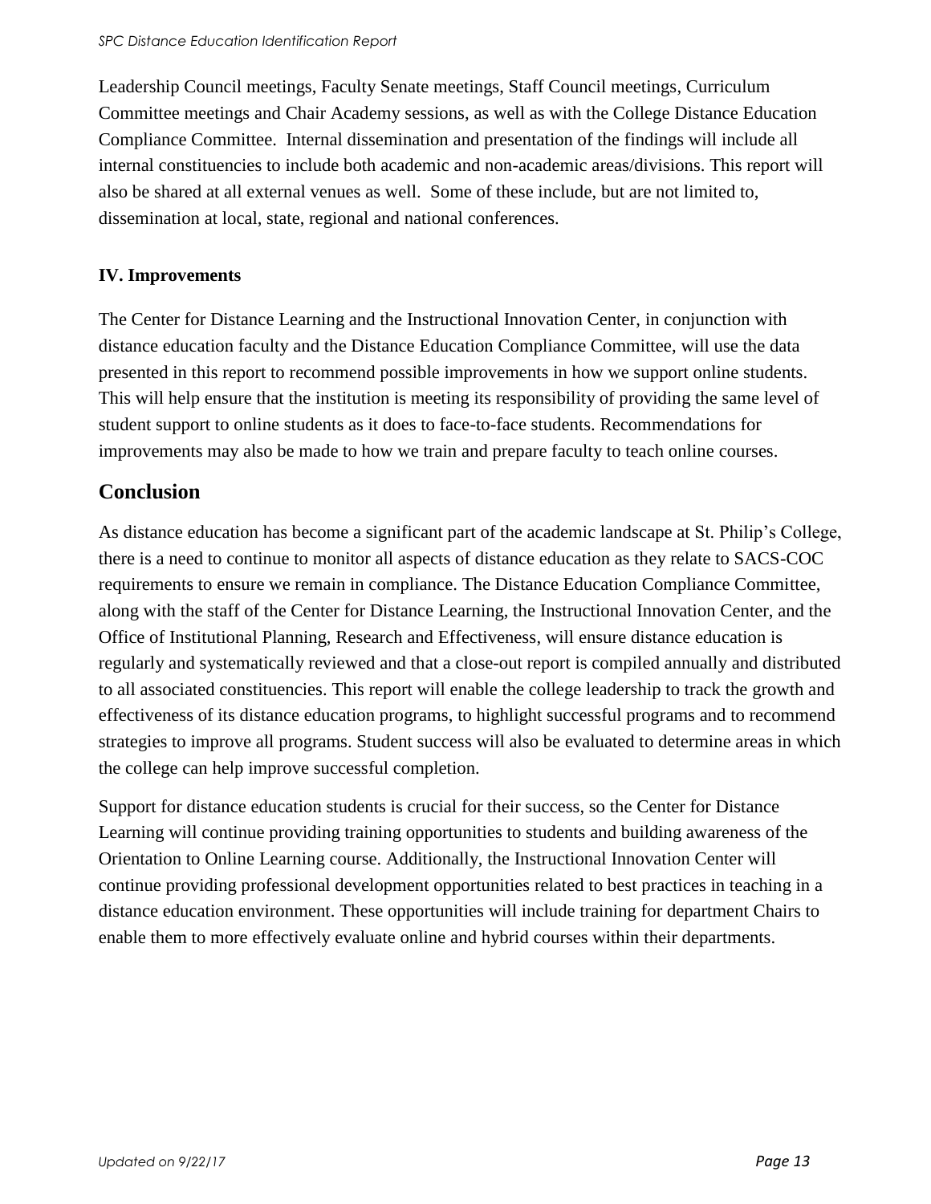Leadership Council meetings, Faculty Senate meetings, Staff Council meetings, Curriculum Committee meetings and Chair Academy sessions, as well as with the College Distance Education Compliance Committee. Internal dissemination and presentation of the findings will include all internal constituencies to include both academic and non-academic areas/divisions. This report will also be shared at all external venues as well. Some of these include, but are not limited to, dissemination at local, state, regional and national conferences.

### IV. Improvements

The Center for Distance Learning and the Instructional Innovation Center, in conjunction with distance education faculty and the Distance Education Compliance Committee, will use the data presented in this report to recommend possible improvements in how we support online students. This will help ensure that the institution is meeting its responsibility of providing the same level of student support to online students as it does to face-to-face students. Recommendations for improvements may also be made to how we train and prepare faculty to teach online courses.

## Conclusion

As distance education has become a significant part of the academic landscape at St. Philip's College, there is a need to continue to monitor all aspects of distance education as they relate to SACS-COC requirements to ensure we remain in compliance. The Distance Education Compliance Committee, along with the staff of the Center for Distance Learning, the Instructional Innovation Center, and the Office of Institutional Planning, Research and Effectiveness, will ensure distance education is regularly and systematically reviewed and that a close-out report is compiled annually and distributed to all associated constituencies. This report will enable the college leadership to track the growth and effectiveness of its distance education programs, to highlight successful programs and to recommend strategies to improve all programs. Student success will also be evaluated to determine areas in which the college can help improve successful completion.

Support for distance education students is crucial for their success, so the Center for Distance Learning will continue providing training opportunities to students and building awareness of the Orientation to Online Learning course. Additionally, the Instructional Innovation Center will continue providing professional development opportunities related to best practices in teaching in a distance education environment. These opportunities will include training for department Chairs to enable them to more effectively evaluate online and hybrid courses within their departments.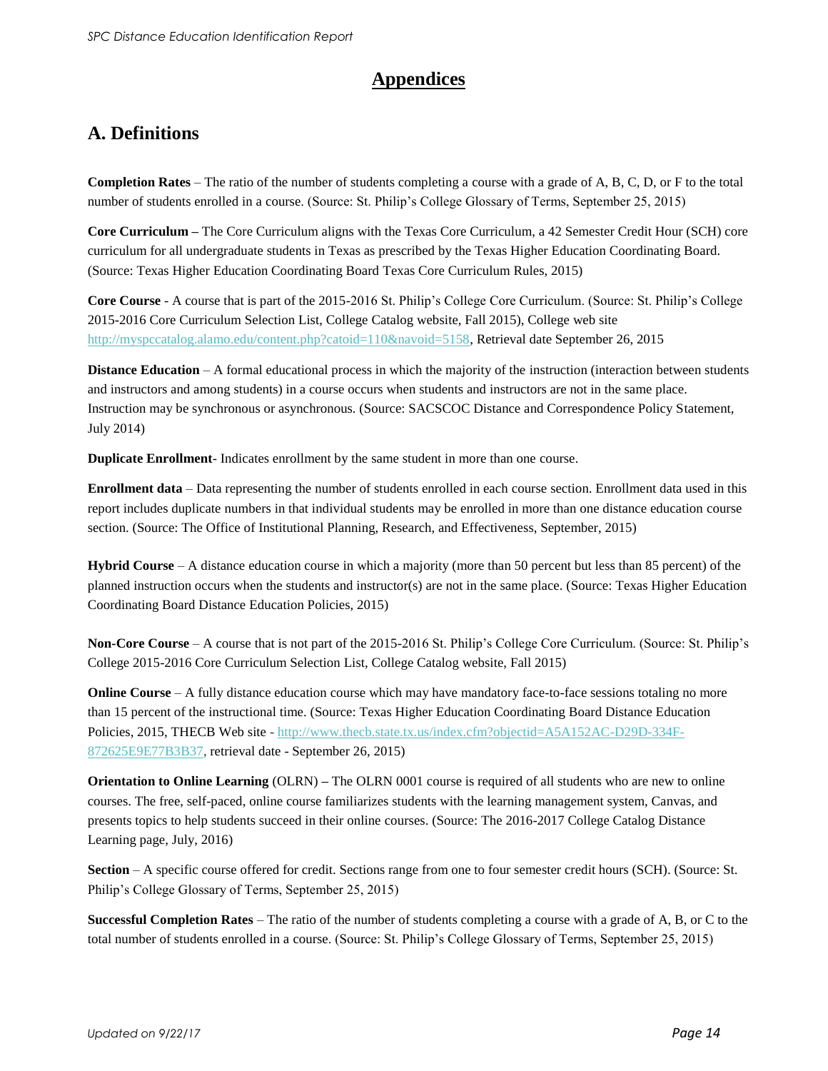# Appendices

## A. Definitions

**Completion Rates** – The ratio of the number of students completing a course with a grade of A, B, C, D, or F to the total number of students enrolled in a course. (Source: St. Philip's College Glossary of Terms, September 25, 2015)

**Core Curriculum –** The Core Curriculum aligns with the Texas Core Curriculum, a 42 Semester Credit Hour (SCH) core curriculum for all undergraduate students in Texas as prescribed by the Texas Higher Education Coordinating Board. (Source: Texas Higher Education Coordinating Board Texas Core Curriculum Rules, 2015)

**Core Course** - A course that is part of the 2015-2016 St. Philip's College Core Curriculum. (Source: St. Philip's College 2015-2016 Core Curriculum Selection List, College Catalog website, Fall 2015), College web site http://myspccatalog.alamo.edu/content.php?catoid=110&navoid=5158, Retrieval date September 26, 2015

**Distance Education** – A formal educational process in which the majority of the instruction (interaction between students and instructors and among students) in a course occurs when students and instructors are not in the same place. Instruction may be synchronous or asynchronous. (Source: SACSCOC Distance and Correspondence Policy Statement, July 2014)

**Duplicate Enrollment**- Indicates enrollment by the same student in more than one course.

**Enrollment data** – Data representing the number of students enrolled in each course section. Enrollment data used in this report includes duplicate numbers in that individual students may be enrolled in more than one distance education course section. (Source: The Office of Institutional Planning, Research, and Effectiveness, September, 2015)

**Hybrid Course** – A distance education course in which a majority (more than 50 percent but less than 85 percent) of the planned instruction occurs when the students and instructor(s) are not in the same place. (Source: Texas Higher Education Coordinating Board Distance Education Policies, 2015)

**Non-Core Course** – A course that is not part of the 2015-2016 St. Philip's College Core Curriculum. (Source: St. Philip's College 2015-2016 Core Curriculum Selection List, College Catalog website, Fall 2015)

**Online Course** – A fully distance education course which may have mandatory face-to-face sessions totaling no more than 15 percent of the instructional time. (Source: Texas Higher Education Coordinating Board Distance Education Policies, 2015, THECB Web site - http://www.thecb.state.tx.us/index.cfm?objectid=A5A152AC-D29D-334F-872625E9E77B3B37, retrieval date - September 26, 2015)

**Orientation to Online Learning** (OLRN) **–** The OLRN 0001 course is required of all students who are new to online courses. The free, self-paced, online course familiarizes students with the learning management system, Canvas, and presents topics to help students succeed in their online courses. (Source: The 2016-2017 College Catalog Distance Learning page, July, 2016)

**Section** – A specific course offered for credit. Sections range from one to four semester credit hours (SCH). (Source: St. Philip's College Glossary of Terms, September 25, 2015)

**Successful Completion Rates** – The ratio of the number of students completing a course with a grade of A, B, or C to the total number of students enrolled in a course. (Source: St. Philip's College Glossary of Terms, September 25, 2015)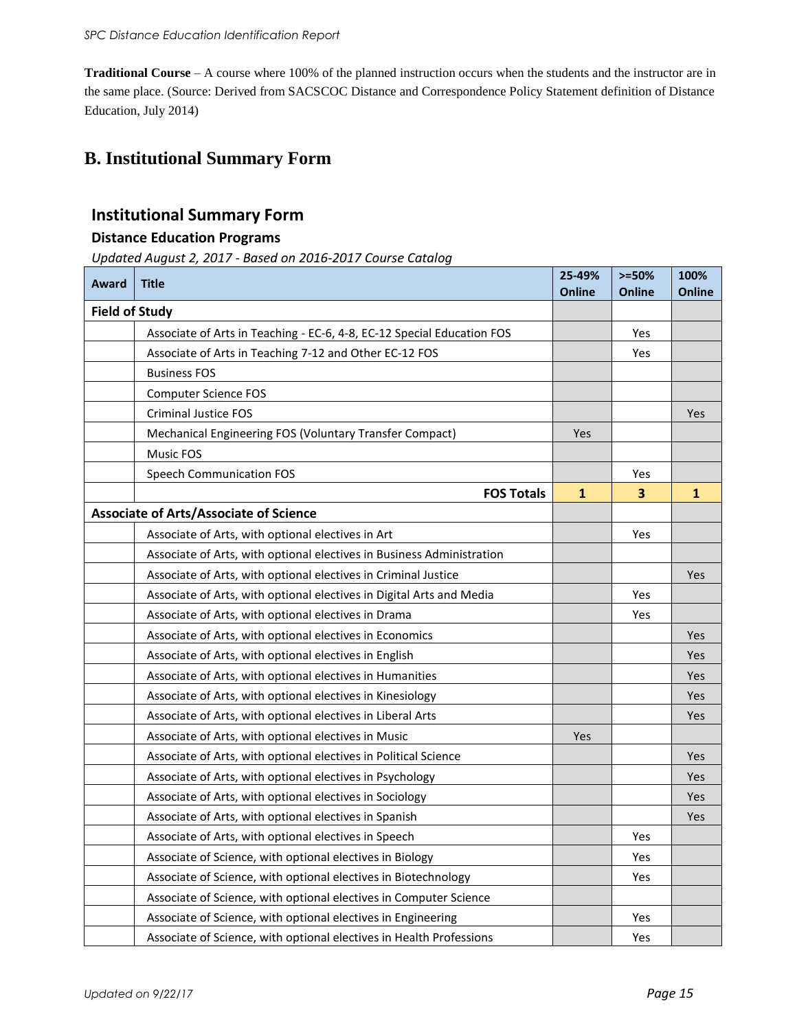**Traditional Course** – A course where 100% of the planned instruction occurs when the students and the instructor are in the same place. (Source: Derived from SACSCOC Distance and Correspondence Policy Statement definition of Distance Education, July 2014)

## B. Institutional Summary Form

### Institutional Summary Form

#### Distance Education Programs

*Updated August 2, 2017 - Based on 2016-2017 Course Catalog*

| Award | Title | 25-49% Online | >=50% Online | 100% Online |
|---|---|---|---|---|
| **Field of Study** | | | | |
| | Associate of Arts in Teaching - EC-6, 4-8, EC-12 Special Education FOS | | Yes | |
| | Associate of Arts in Teaching 7-12 and Other EC-12 FOS | | Yes | |
| | Business FOS | | | |
| | Computer Science FOS | | | |
| | Criminal Justice FOS | | | Yes |
| | Mechanical Engineering FOS (Voluntary Transfer Compact) | Yes | | |
| | Music FOS | | | |
| | Speech Communication FOS | | Yes | |
| | **FOS Totals** | **1** | **3** | **1** |
| **Associate of Arts/Associate of Science** | | | | |
| | Associate of Arts, with optional electives in Art | | Yes | |
| | Associate of Arts, with optional electives in Business Administration | | | |
| | Associate of Arts, with optional electives in Criminal Justice | | | Yes |
| | Associate of Arts, with optional electives in Digital Arts and Media | | Yes | |
| | Associate of Arts, with optional electives in Drama | | Yes | |
| | Associate of Arts, with optional electives in Economics | | | Yes |
| | Associate of Arts, with optional electives in English | | | Yes |
| | Associate of Arts, with optional electives in Humanities | | | Yes |
| | Associate of Arts, with optional electives in Kinesiology | | | Yes |
| | Associate of Arts, with optional electives in Liberal Arts | | | Yes |
| | Associate of Arts, with optional electives in Music | Yes | | |
| | Associate of Arts, with optional electives in Political Science | | | Yes |
| | Associate of Arts, with optional electives in Psychology | | | Yes |
| | Associate of Arts, with optional electives in Sociology | | | Yes |
| | Associate of Arts, with optional electives in Spanish | | | Yes |
| | Associate of Arts, with optional electives in Speech | | Yes | |
| | Associate of Science, with optional electives in Biology | | Yes | |
| | Associate of Science, with optional electives in Biotechnology | | Yes | |
| | Associate of Science, with optional electives in Computer Science | | | |
| | Associate of Science, with optional electives in Engineering | | Yes | |
| | Associate of Science, with optional electives in Health Professions | | Yes | |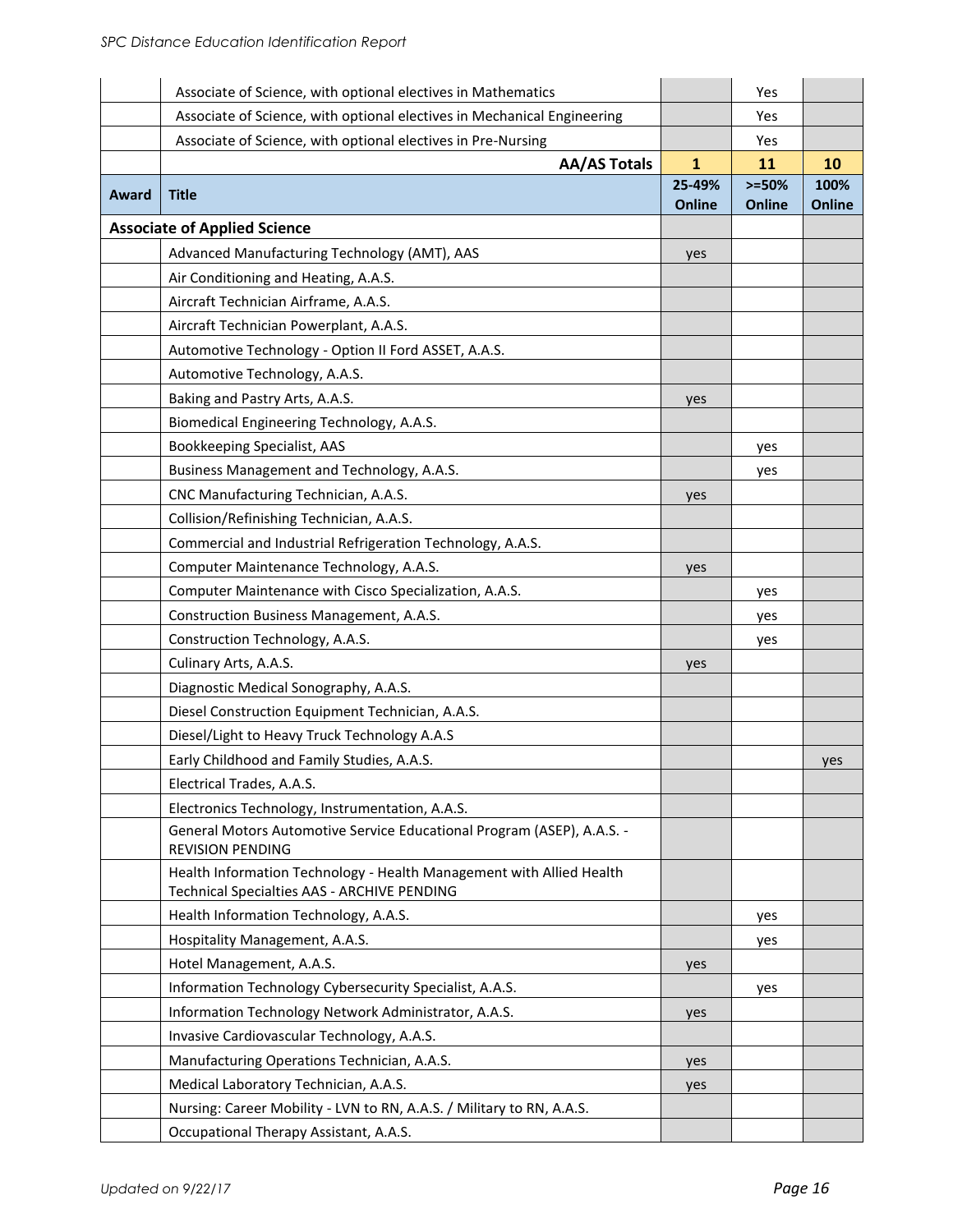| Award | Title | 25-49% Online | >=50% Online | 100% Online |
|---|---|---|---|---|
| | Associate of Science, with optional electives in Mathematics | | Yes | |
| | Associate of Science, with optional electives in Mechanical Engineering | | Yes | |
| | Associate of Science, with optional electives in Pre-Nursing | | Yes | |
| | **AA/AS Totals** | **1** | **11** | **10** |

| Award | Title | 25-49% Online | >=50% Online | 100% Online |
|---|---|---|---|---|
| **Associate of Applied Science** | | | | |
| | Advanced Manufacturing Technology (AMT), AAS | yes | | |
| | Air Conditioning and Heating, A.A.S. | | | |
| | Aircraft Technician Airframe, A.A.S. | | | |
| | Aircraft Technician Powerplant, A.A.S. | | | |
| | Automotive Technology - Option II Ford ASSET, A.A.S. | | | |
| | Automotive Technology, A.A.S. | | | |
| | Baking and Pastry Arts, A.A.S. | yes | | |
| | Biomedical Engineering Technology, A.A.S. | | | |
| | Bookkeeping Specialist, AAS | | yes | |
| | Business Management and Technology, A.A.S. | | yes | |
| | CNC Manufacturing Technician, A.A.S. | yes | | |
| | Collision/Refinishing Technician, A.A.S. | | | |
| | Commercial and Industrial Refrigeration Technology, A.A.S. | | | |
| | Computer Maintenance Technology, A.A.S. | yes | | |
| | Computer Maintenance with Cisco Specialization, A.A.S. | | yes | |
| | Construction Business Management, A.A.S. | | yes | |
| | Construction Technology, A.A.S. | | yes | |
| | Culinary Arts, A.A.S. | yes | | |
| | Diagnostic Medical Sonography, A.A.S. | | | |
| | Diesel Construction Equipment Technician, A.A.S. | | | |
| | Diesel/Light to Heavy Truck Technology A.A.S | | | |
| | Early Childhood and Family Studies, A.A.S. | | | yes |
| | Electrical Trades, A.A.S. | | | |
| | Electronics Technology, Instrumentation, A.A.S. | | | |
| | General Motors Automotive Service Educational Program (ASEP), A.A.S. - REVISION PENDING | | | |
| | Health Information Technology - Health Management with Allied Health Technical Specialties AAS - ARCHIVE PENDING | | | |
| | Health Information Technology, A.A.S. | | yes | |
| | Hospitality Management, A.A.S. | | yes | |
| | Hotel Management, A.A.S. | yes | | |
| | Information Technology Cybersecurity Specialist, A.A.S. | | yes | |
| | Information Technology Network Administrator, A.A.S. | yes | | |
| | Invasive Cardiovascular Technology, A.A.S. | | | |
| | Manufacturing Operations Technician, A.A.S. | yes | | |
| | Medical Laboratory Technician, A.A.S. | yes | | |
| | Nursing: Career Mobility - LVN to RN, A.A.S. / Military to RN, A.A.S. | | | |
| | Occupational Therapy Assistant, A.A.S. | | | |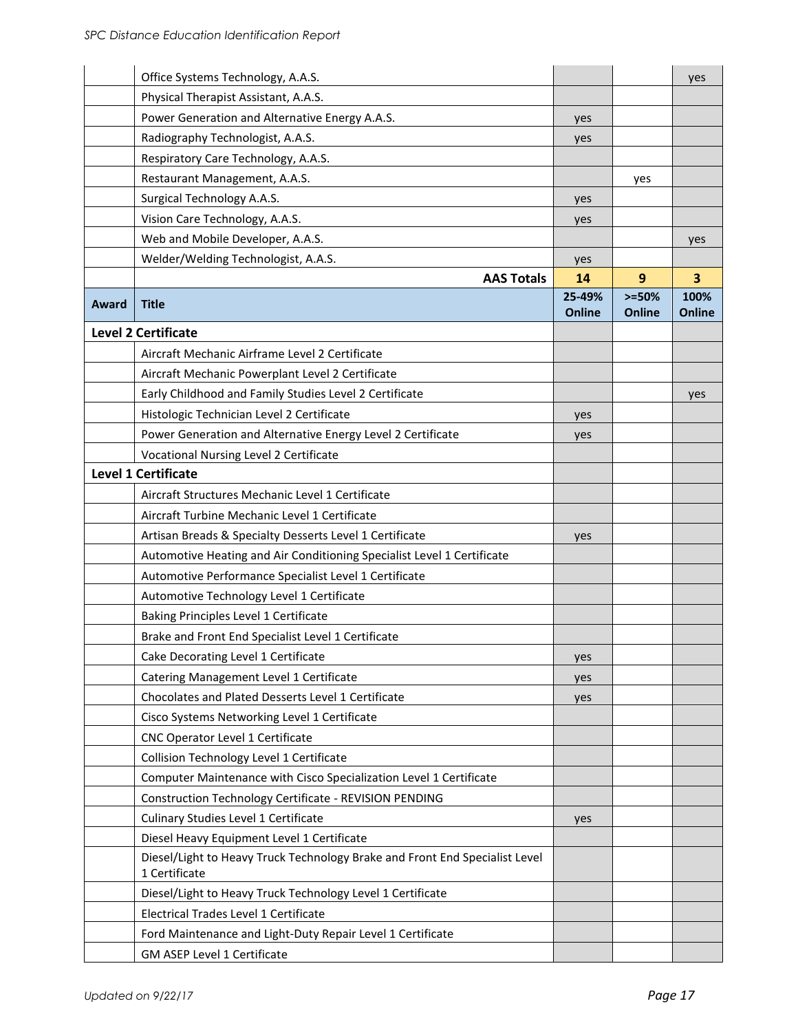| Award | Title | 25-49% Online | >=50% Online | 100% Online |
|---|---|---|---|---|
| | Office Systems Technology, A.A.S. | | | yes |
| | Physical Therapist Assistant, A.A.S. | | | |
| | Power Generation and Alternative Energy A.A.S. | yes | | |
| | Radiography Technologist, A.A.S. | yes | | |
| | Respiratory Care Technology, A.A.S. | | | |
| | Restaurant Management, A.A.S. | | yes | |
| | Surgical Technology A.A.S. | yes | | |
| | Vision Care Technology, A.A.S. | yes | | |
| | Web and Mobile Developer, A.A.S. | | | yes |
| | Welder/Welding Technologist, A.A.S. | yes | | |
| | **AAS Totals** | **14** | **9** | **3** |

| Award | Title | 25-49% Online | >=50% Online | 100% Online |
|---|---|---|---|---|
| **Level 2 Certificate** | | | | |
| | Aircraft Mechanic Airframe Level 2 Certificate | | | |
| | Aircraft Mechanic Powerplant Level 2 Certificate | | | |
| | Early Childhood and Family Studies Level 2 Certificate | | | yes |
| | Histologic Technician Level 2 Certificate | yes | | |
| | Power Generation and Alternative Energy Level 2 Certificate | yes | | |
| | Vocational Nursing Level 2 Certificate | | | |
| **Level 1 Certificate** | | | | |
| | Aircraft Structures Mechanic Level 1 Certificate | | | |
| | Aircraft Turbine Mechanic Level 1 Certificate | | | |
| | Artisan Breads & Specialty Desserts Level 1 Certificate | yes | | |
| | Automotive Heating and Air Conditioning Specialist Level 1 Certificate | | | |
| | Automotive Performance Specialist Level 1 Certificate | | | |
| | Automotive Technology Level 1 Certificate | | | |
| | Baking Principles Level 1 Certificate | | | |
| | Brake and Front End Specialist Level 1 Certificate | | | |
| | Cake Decorating Level 1 Certificate | yes | | |
| | Catering Management Level 1 Certificate | yes | | |
| | Chocolates and Plated Desserts Level 1 Certificate | yes | | |
| | Cisco Systems Networking Level 1 Certificate | | | |
| | CNC Operator Level 1 Certificate | | | |
| | Collision Technology Level 1 Certificate | | | |
| | Computer Maintenance with Cisco Specialization Level 1 Certificate | | | |
| | Construction Technology Certificate - REVISION PENDING | | | |
| | Culinary Studies Level 1 Certificate | yes | | |
| | Diesel Heavy Equipment Level 1 Certificate | | | |
| | Diesel/Light to Heavy Truck Technology Brake and Front End Specialist Level 1 Certificate | | | |
| | Diesel/Light to Heavy Truck Technology Level 1 Certificate | | | |
| | Electrical Trades Level 1 Certificate | | | |
| | Ford Maintenance and Light-Duty Repair Level 1 Certificate | | | |
| | GM ASEP Level 1 Certificate | | | |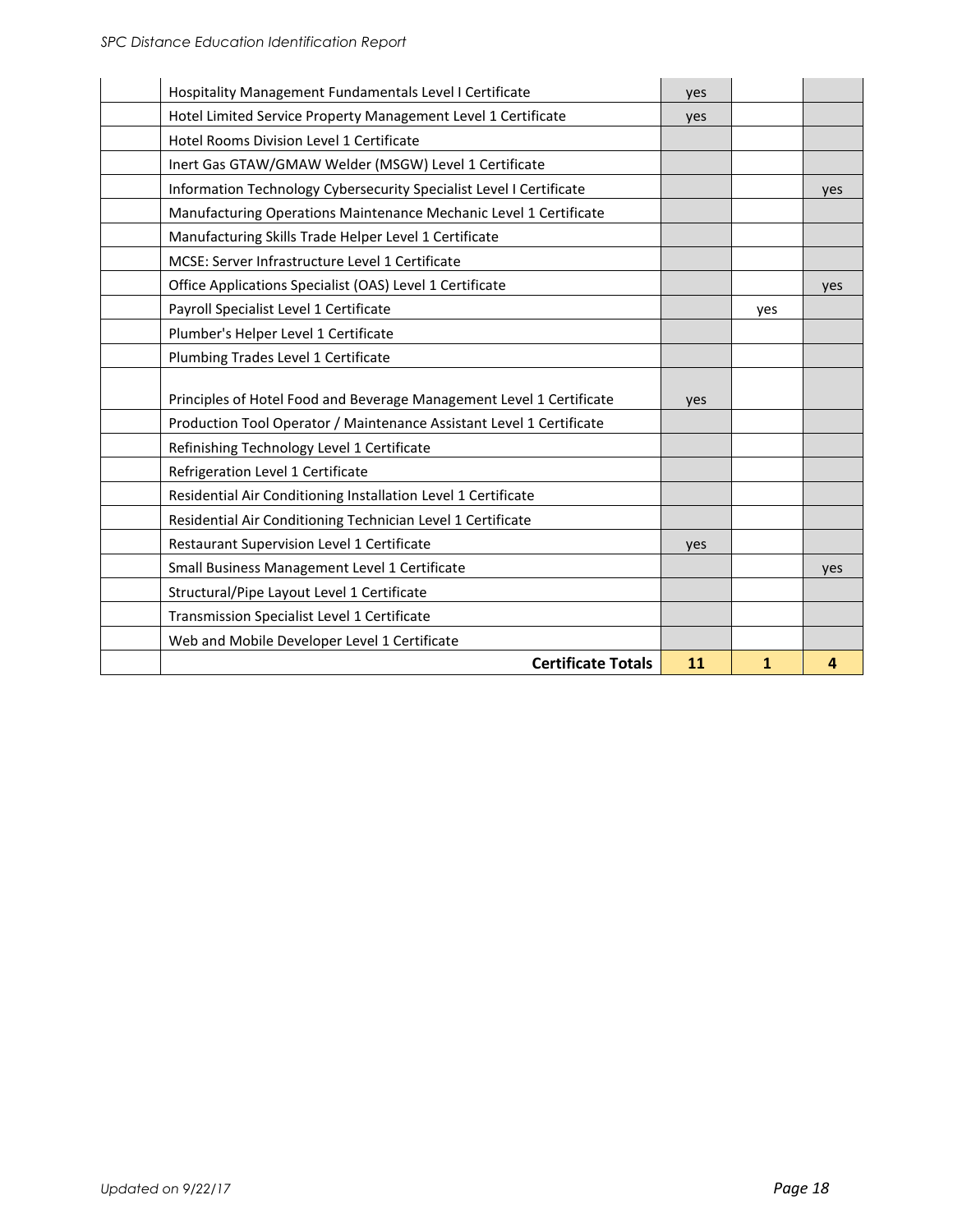| | | | | |
|---|---|---|---|---|
| | Hospitality Management Fundamentals Level I Certificate | yes | | |
| | Hotel Limited Service Property Management Level 1 Certificate | yes | | |
| | Hotel Rooms Division Level 1 Certificate | | | |
| | Inert Gas GTAW/GMAW Welder (MSGW) Level 1 Certificate | | | |
| | Information Technology Cybersecurity Specialist Level I Certificate | | | yes |
| | Manufacturing Operations Maintenance Mechanic Level 1 Certificate | | | |
| | Manufacturing Skills Trade Helper Level 1 Certificate | | | |
| | MCSE: Server Infrastructure Level 1 Certificate | | | |
| | Office Applications Specialist (OAS) Level 1 Certificate | | | yes |
| | Payroll Specialist Level 1 Certificate | | yes | |
| | Plumber's Helper Level 1 Certificate | | | |
| | Plumbing Trades Level 1 Certificate | | | |
| | Principles of Hotel Food and Beverage Management Level 1 Certificate | yes | | |
| | Production Tool Operator / Maintenance Assistant Level 1 Certificate | | | |
| | Refinishing Technology Level 1 Certificate | | | |
| | Refrigeration Level 1 Certificate | | | |
| | Residential Air Conditioning Installation Level 1 Certificate | | | |
| | Residential Air Conditioning Technician Level 1 Certificate | | | |
| | Restaurant Supervision Level 1 Certificate | yes | | |
| | Small Business Management Level 1 Certificate | | | yes |
| | Structural/Pipe Layout Level 1 Certificate | | | |
| | Transmission Specialist Level 1 Certificate | | | |
| | Web and Mobile Developer Level 1 Certificate | | | |
| | **Certificate Totals** | **11** | **1** | **4** |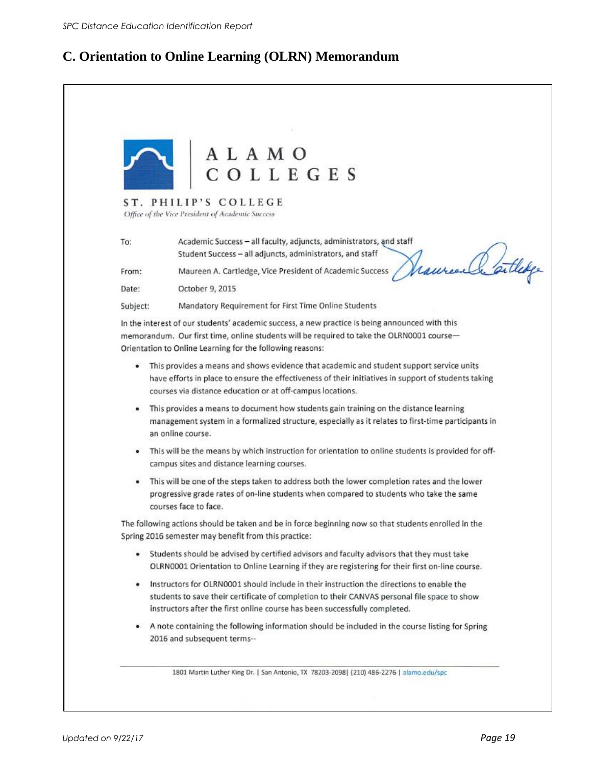## C. Orientation to Online Learning (OLRN) Memorandum

ALAMO COLLEGES

ST. PHILIP'S COLLEGE
*Office of the Vice President of Academic Success*

To: Academic Success – all faculty, adjuncts, administrators, and staff
Student Success – all adjuncts, administrators, and staff

From: Maureen A. Cartledge, Vice President of Academic Success

Date: October 9, 2015

Subject: Mandatory Requirement for First Time Online Students

In the interest of our students' academic success, a new practice is being announced with this memorandum. Our first time, online students will be required to take the OLRN0001 course—Orientation to Online Learning for the following reasons:

- This provides a means and shows evidence that academic and student support service units have efforts in place to ensure the effectiveness of their initiatives in support of students taking courses via distance education or at off-campus locations.
- This provides a means to document how students gain training on the distance learning management system in a formalized structure, especially as it relates to first-time participants in an online course.
- This will be the means by which instruction for orientation to online students is provided for off-campus sites and distance learning courses.
- This will be one of the steps taken to address both the lower completion rates and the lower progressive grade rates of on-line students when compared to students who take the same courses face to face.

The following actions should be taken and be in force beginning now so that students enrolled in the Spring 2016 semester may benefit from this practice:

- Students should be advised by certified advisors and faculty advisors that they must take OLRN0001 Orientation to Online Learning if they are registering for their first on-line course.
- Instructors for OLRN0001 should include in their instruction the directions to enable the students to save their certificate of completion to their CANVAS personal file space to show instructors after the first online course has been successfully completed.
- A note containing the following information should be included in the course listing for Spring 2016 and subsequent terms--

1801 Martin Luther King Dr. | San Antonio, TX 78203-2098| (210) 486-2276 | alamo.edu/spc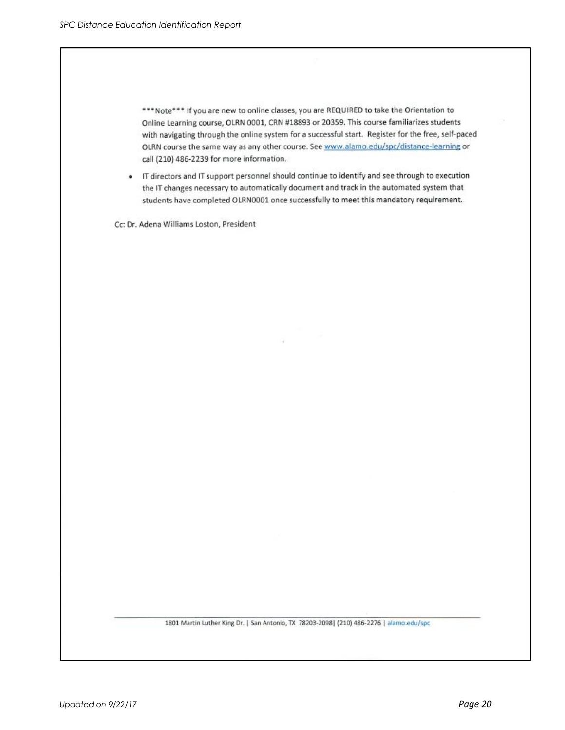***Note*** If you are new to online classes, you are REQUIRED to take the Orientation to Online Learning course, OLRN 0001, CRN #18893 or 20359. This course familiarizes students with navigating through the online system for a successful start. Register for the free, self-paced OLRN course the same way as any other course. See [www.alamo.edu/spc/distance-learning](http://www.alamo.edu/spc/distance-learning) or call (210) 486-2239 for more information.

- IT directors and IT support personnel should continue to identify and see through to execution the IT changes necessary to automatically document and track in the automated system that students have completed OLRN0001 once successfully to meet this mandatory requirement.

Cc: Dr. Adena Williams Loston, President

1801 Martin Luther King Dr. | San Antonio, TX 78203-2098| (210) 486-2276 | alamo.edu/spc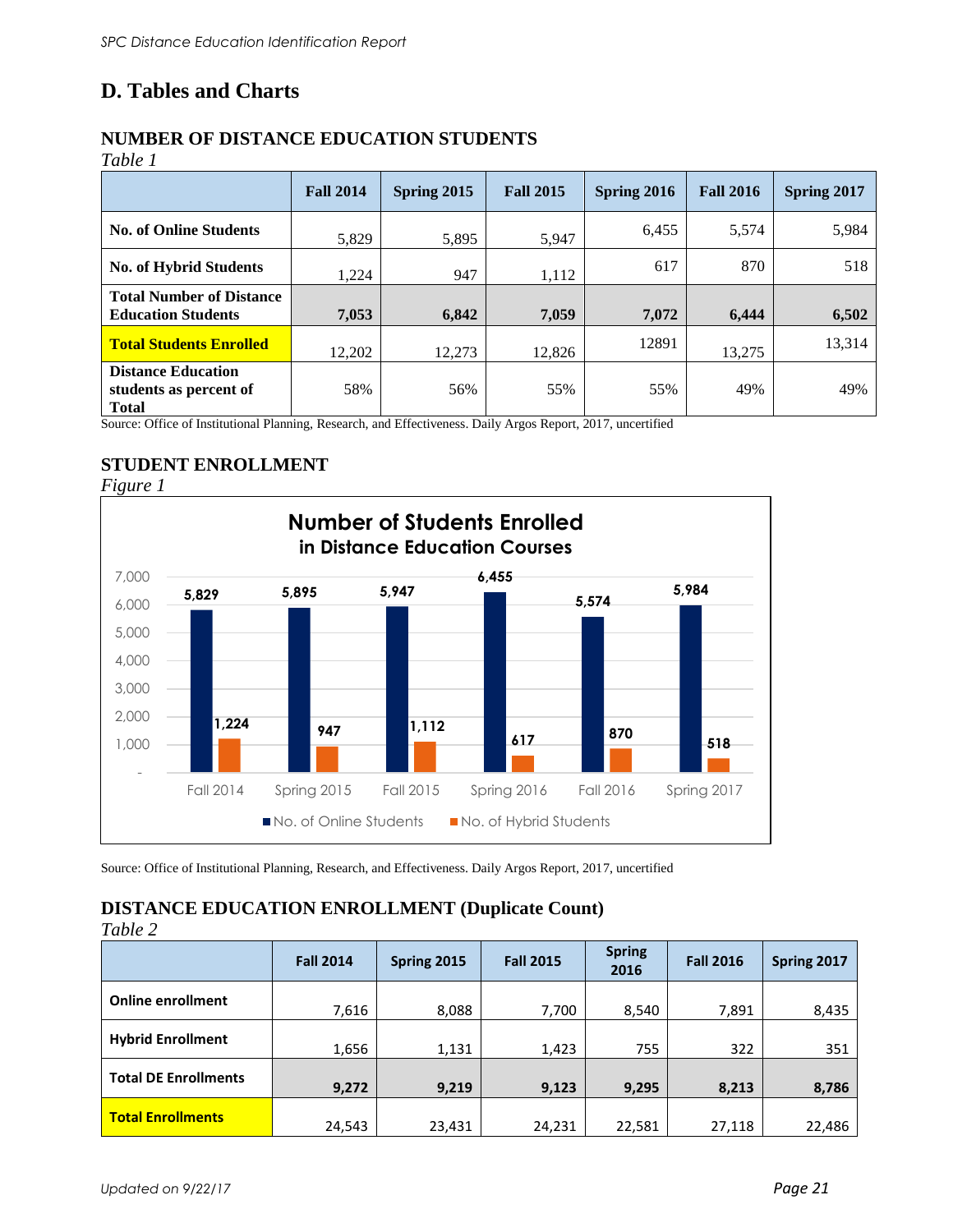# D. Tables and Charts

## NUMBER OF DISTANCE EDUCATION STUDENTS

*Table 1*

| | Fall 2014 | Spring 2015 | Fall 2015 | Spring 2016 | Fall 2016 | Spring 2017 |
|---|---|---|---|---|---|---|
| **No. of Online Students** | 5,829 | 5,895 | 5,947 | 6,455 | 5,574 | 5,984 |
| **No. of Hybrid Students** | 1,224 | 947 | 1,112 | 617 | 870 | 518 |
| **Total Number of Distance Education Students** | **7,053** | **6,842** | **7,059** | **7,072** | **6,444** | **6,502** |
| **Total Students Enrolled** | 12,202 | 12,273 | 12,826 | 12891 | 13,275 | 13,314 |
| **Distance Education students as percent of Total** | 58% | 56% | 55% | 55% | 49% | 49% |

Source: Office of Institutional Planning, Research, and Effectiveness. Daily Argos Report, 2017, uncertified

## STUDENT ENROLLMENT

*Figure 1*

**Number of Students Enrolled in Distance Education Courses**

| | Fall 2014 | Spring 2015 | Fall 2015 | Spring 2016 | Fall 2016 | Spring 2017 |
|---|---|---|---|---|---|---|
| No. of Online Students | 5,829 | 5,895 | 5,947 | 6,455 | 5,574 | 5,984 |
| No. of Hybrid Students | 1,224 | 947 | 1,112 | 617 | 870 | 518 |

Source: Office of Institutional Planning, Research, and Effectiveness. Daily Argos Report, 2017, uncertified

## DISTANCE EDUCATION ENROLLMENT (Duplicate Count)

*Table 2*

| | Fall 2014 | Spring 2015 | Fall 2015 | Spring 2016 | Fall 2016 | Spring 2017 |
|---|---|---|---|---|---|---|
| **Online enrollment** | 7,616 | 8,088 | 7,700 | 8,540 | 7,891 | 8,435 |
| **Hybrid Enrollment** | 1,656 | 1,131 | 1,423 | 755 | 322 | 351 |
| **Total DE Enrollments** | **9,272** | **9,219** | **9,123** | **9,295** | **8,213** | **8,786** |
| **Total Enrollments** | 24,543 | 23,431 | 24,231 | 22,581 | 27,118 | 22,486 |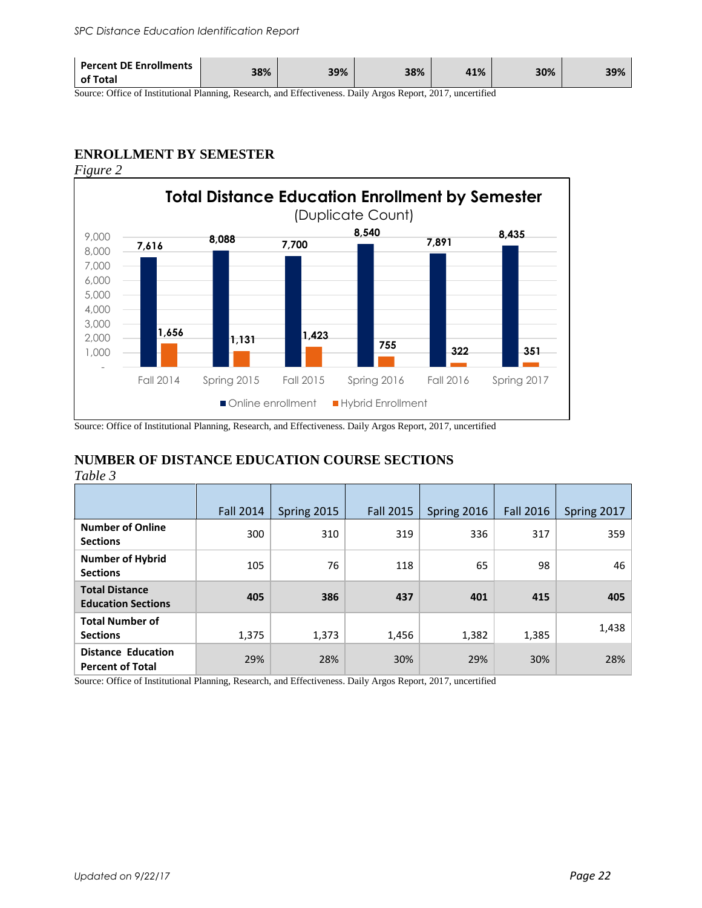| Percent DE Enrollments of Total | 38% | 39% | 38% | 41% | 30% | 39% |
|---|---|---|---|---|---|---|

Source: Office of Institutional Planning, Research, and Effectiveness. Daily Argos Report, 2017, uncertified

## ENROLLMENT BY SEMESTER

*Figure 2*

**Total Distance Education Enrollment by Semester**
(Duplicate Count)

| | Fall 2014 | Spring 2015 | Fall 2015 | Spring 2016 | Fall 2016 | Spring 2017 |
|---|---|---|---|---|---|---|
| Online enrollment | 7,616 | 8,088 | 7,700 | 8,540 | 7,891 | 8,435 |
| Hybrid Enrollment | 1,656 | 1,131 | 1,423 | 755 | 322 | 351 |

Source: Office of Institutional Planning, Research, and Effectiveness. Daily Argos Report, 2017, uncertified

## NUMBER OF DISTANCE EDUCATION COURSE SECTIONS

*Table 3*

| | Fall 2014 | Spring 2015 | Fall 2015 | Spring 2016 | Fall 2016 | Spring 2017 |
|---|---|---|---|---|---|---|
| **Number of Online Sections** | 300 | 310 | 319 | 336 | 317 | 359 |
| **Number of Hybrid Sections** | 105 | 76 | 118 | 65 | 98 | 46 |
| **Total Distance Education Sections** | **405** | **386** | **437** | **401** | **415** | **405** |
| **Total Number of Sections** | 1,375 | 1,373 | 1,456 | 1,382 | 1,385 | 1,438 |
| **Distance Education Percent of Total** | 29% | 28% | 30% | 29% | 30% | 28% |

Source: Office of Institutional Planning, Research, and Effectiveness. Daily Argos Report, 2017, uncertified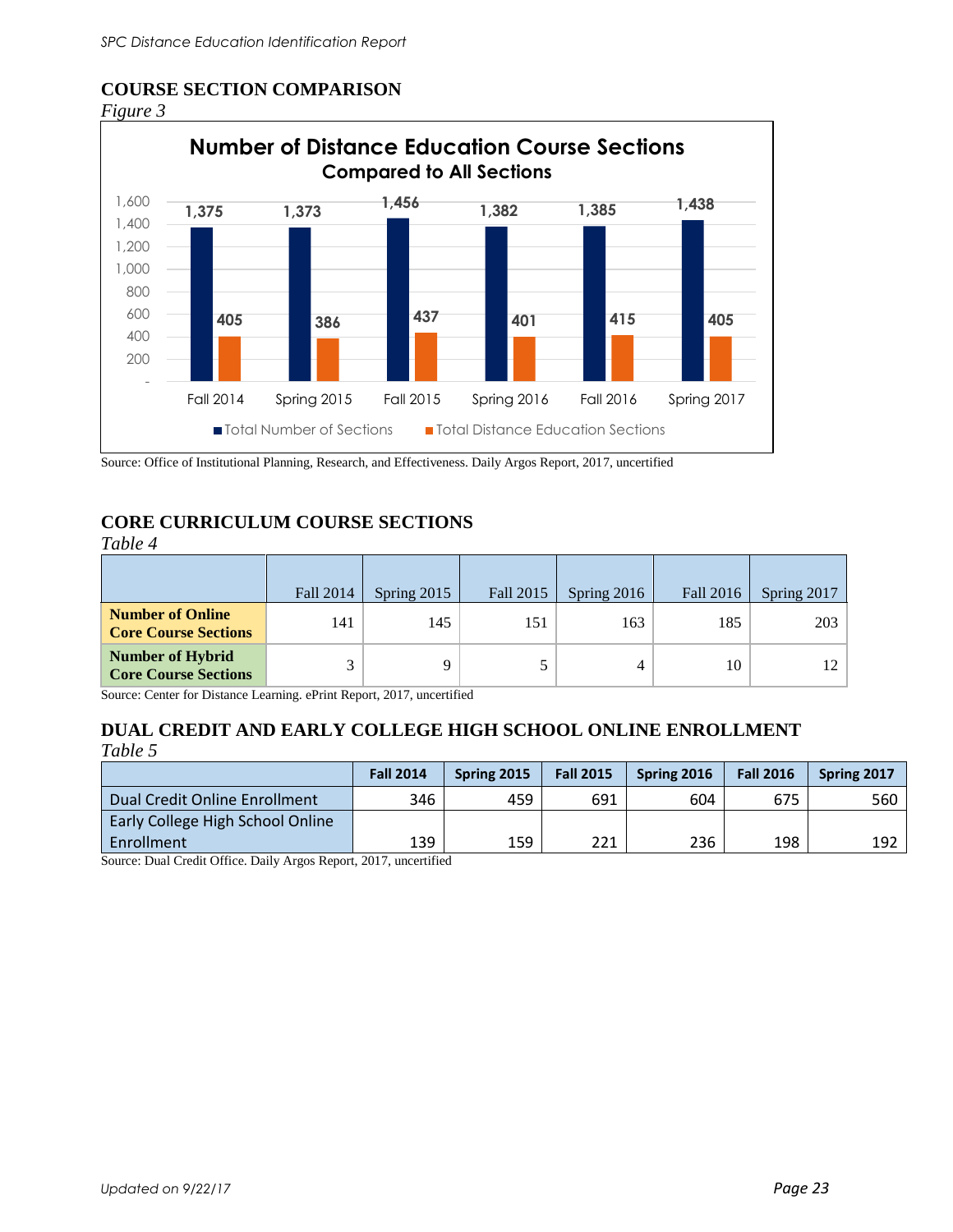## COURSE SECTION COMPARISON

*Figure 3*

**Number of Distance Education Course Sections**
**Compared to All Sections**

| | Fall 2014 | Spring 2015 | Fall 2015 | Spring 2016 | Fall 2016 | Spring 2017 |
|---|---|---|---|---|---|---|
| Total Number of Sections | 1,375 | 1,373 | 1,456 | 1,382 | 1,385 | 1,438 |
| Total Distance Education Sections | 405 | 386 | 437 | 401 | 415 | 405 |

Source: Office of Institutional Planning, Research, and Effectiveness. Daily Argos Report, 2017, uncertified

## CORE CURRICULUM COURSE SECTIONS

*Table 4*

| | Fall 2014 | Spring 2015 | Fall 2015 | Spring 2016 | Fall 2016 | Spring 2017 |
|---|---|---|---|---|---|---|
| **Number of Online Core Course Sections** | 141 | 145 | 151 | 163 | 185 | 203 |
| **Number of Hybrid Core Course Sections** | 3 | 9 | 5 | 4 | 10 | 12 |

Source: Center for Distance Learning. ePrint Report, 2017, uncertified

## DUAL CREDIT AND EARLY COLLEGE HIGH SCHOOL ONLINE ENROLLMENT

*Table 5*

| | Fall 2014 | Spring 2015 | Fall 2015 | Spring 2016 | Fall 2016 | Spring 2017 |
|---|---|---|---|---|---|---|
| Dual Credit Online Enrollment | 346 | 459 | 691 | 604 | 675 | 560 |
| Early College High School Online Enrollment | 139 | 159 | 221 | 236 | 198 | 192 |

Source: Dual Credit Office. Daily Argos Report, 2017, uncertified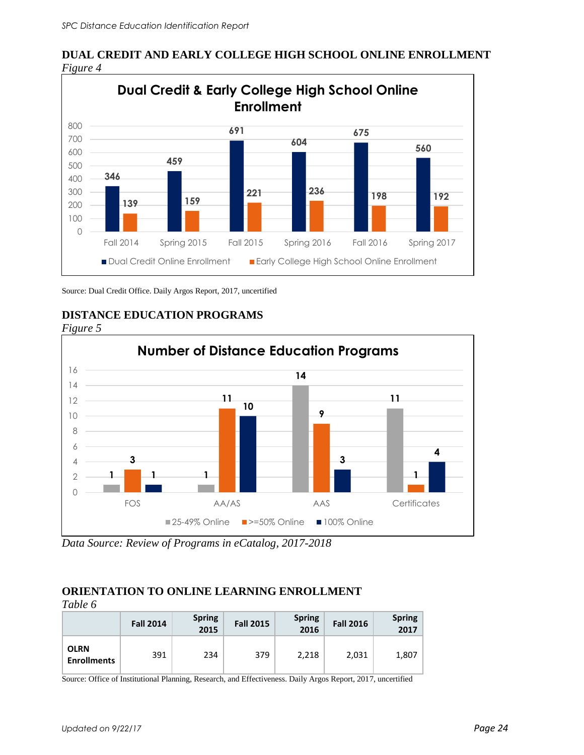## DUAL CREDIT AND EARLY COLLEGE HIGH SCHOOL ONLINE ENROLLMENT

*Figure 4*

**Dual Credit & Early College High School Online Enrollment**

| | Fall 2014 | Spring 2015 | Fall 2015 | Spring 2016 | Fall 2016 | Spring 2017 |
|---|---|---|---|---|---|---|
| Dual Credit Online Enrollment | 346 | 459 | 691 | 604 | 675 | 560 |
| Early College High School Online Enrollment | 139 | 159 | 221 | 236 | 198 | 192 |

Source: Dual Credit Office. Daily Argos Report, 2017, uncertified

## DISTANCE EDUCATION PROGRAMS

*Figure 5*

**Number of Distance Education Programs**

| | FOS | AA/AS | AAS | Certificates |
|---|---|---|---|---|
| 25-49% Online | 1 | 1 | 14 | 11 |
| >=50% Online | 3 | 11 | 9 | 1 |
| 100% Online | 1 | 10 | 3 | 4 |

*Data Source: Review of Programs in eCatalog, 2017-2018*

## ORIENTATION TO ONLINE LEARNING ENROLLMENT

*Table 6*

| | Fall 2014 | Spring 2015 | Fall 2015 | Spring 2016 | Fall 2016 | Spring 2017 |
|---|---|---|---|---|---|---|
| **OLRN Enrollments** | 391 | 234 | 379 | 2,218 | 2,031 | 1,807 |

Source: Office of Institutional Planning, Research, and Effectiveness. Daily Argos Report, 2017, uncertified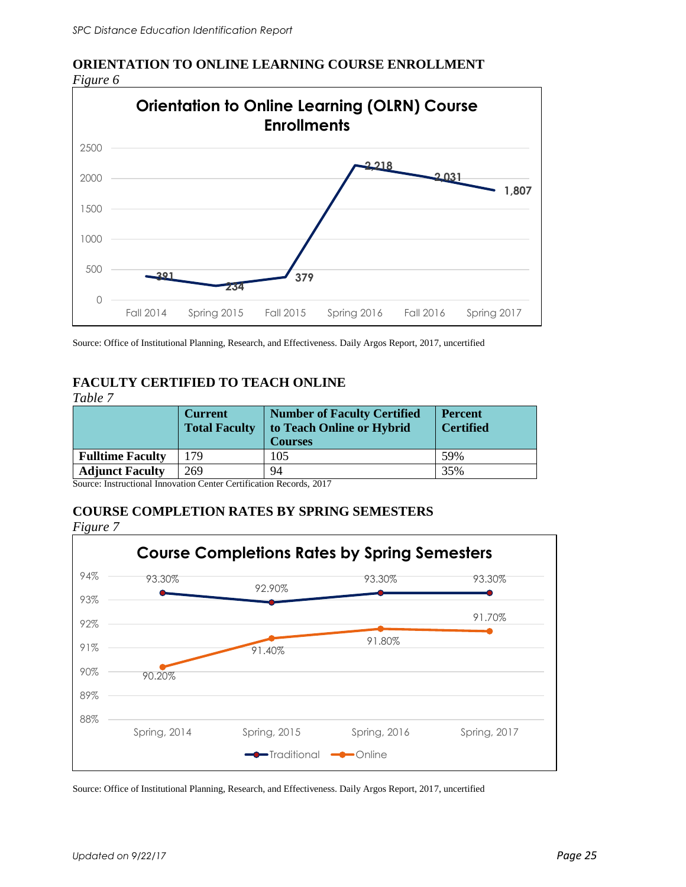## ORIENTATION TO ONLINE LEARNING COURSE ENROLLMENT

*Figure 6*

**Orientation to Online Learning (OLRN) Course Enrollments**

| Semester | Enrollments |
|---|---|
| Fall 2014 | 391 |
| Spring 2015 | 234 |
| Fall 2015 | 379 |
| Spring 2016 | 2,218 |
| Fall 2016 | 2,031 |
| Spring 2017 | 1,807 |

Source: Office of Institutional Planning, Research, and Effectiveness. Daily Argos Report, 2017, uncertified

## FACULTY CERTIFIED TO TEACH ONLINE

*Table 7*

| | Current Total Faculty | Number of Faculty Certified to Teach Online or Hybrid Courses | Percent Certified |
|---|---|---|---|
| **Fulltime Faculty** | 179 | 105 | 59% |
| **Adjunct Faculty** | 269 | 94 | 35% |

Source: Instructional Innovation Center Certification Records, 2017

## COURSE COMPLETION RATES BY SPRING SEMESTERS

*Figure 7*

**Course Completions Rates by Spring Semesters**

| | Spring, 2014 | Spring, 2015 | Spring, 2016 | Spring, 2017 |
|---|---|---|---|---|
| Traditional | 93.30% | 92.90% | 93.30% | 93.30% |
| Online | 90.20% | 91.40% | 91.80% | 91.70% |

Source: Office of Institutional Planning, Research, and Effectiveness. Daily Argos Report, 2017, uncertified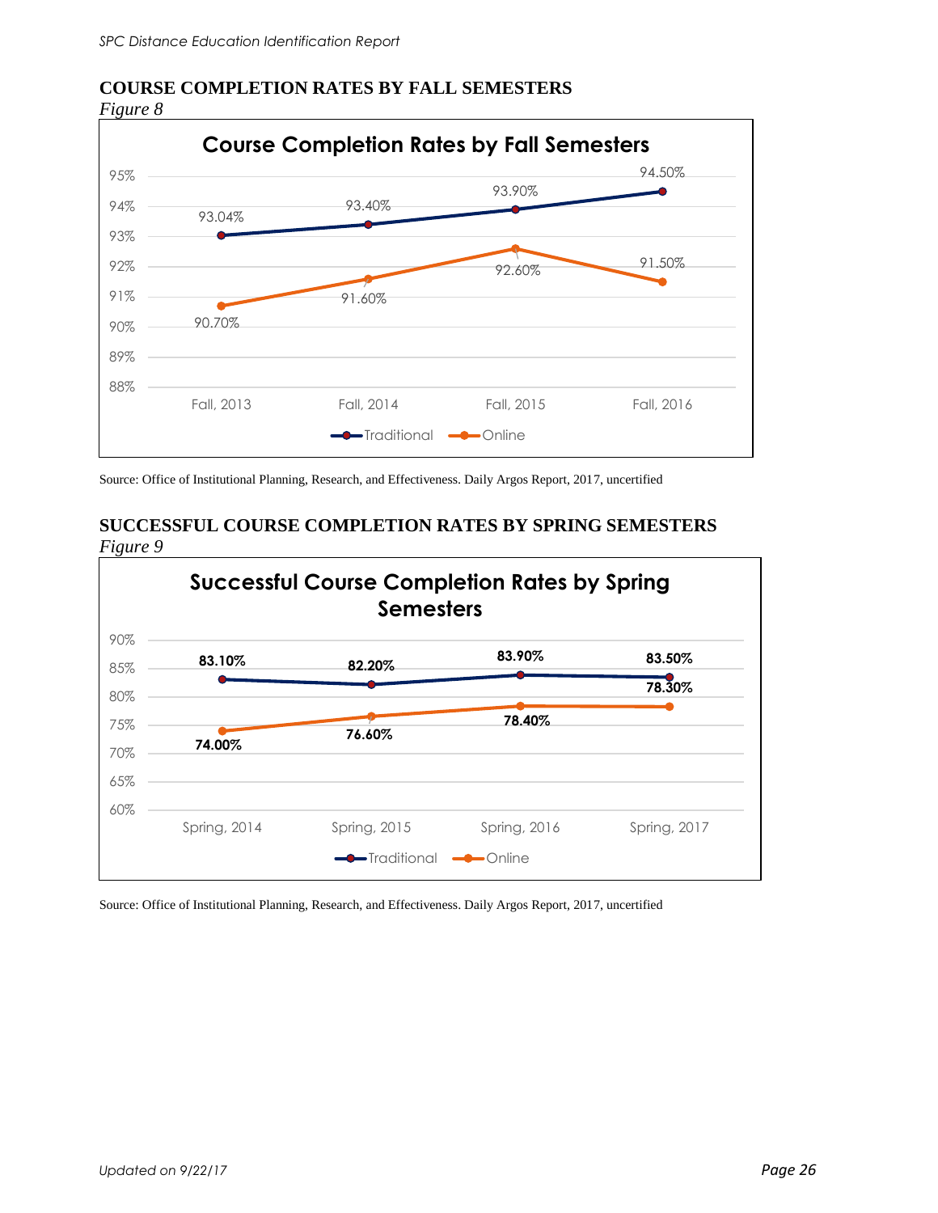## COURSE COMPLETION RATES BY FALL SEMESTERS

*Figure 8*

**Course Completion Rates by Fall Semesters**

| | Fall, 2013 | Fall, 2014 | Fall, 2015 | Fall, 2016 |
|---|---|---|---|---|
| Traditional | 93.04% | 93.40% | 93.90% | 94.50% |
| Online | 90.70% | 91.60% | 92.60% | 91.50% |

Source: Office of Institutional Planning, Research, and Effectiveness. Daily Argos Report, 2017, uncertified

## SUCCESSFUL COURSE COMPLETION RATES BY SPRING SEMESTERS

*Figure 9*

**Successful Course Completion Rates by Spring Semesters**

| | Spring, 2014 | Spring, 2015 | Spring, 2016 | Spring, 2017 |
|---|---|---|---|---|
| Traditional | 83.10% | 82.20% | 83.90% | 83.50% |
| Online | 74.00% | 76.60% | 78.40% | 78.30% |

Source: Office of Institutional Planning, Research, and Effectiveness. Daily Argos Report, 2017, uncertified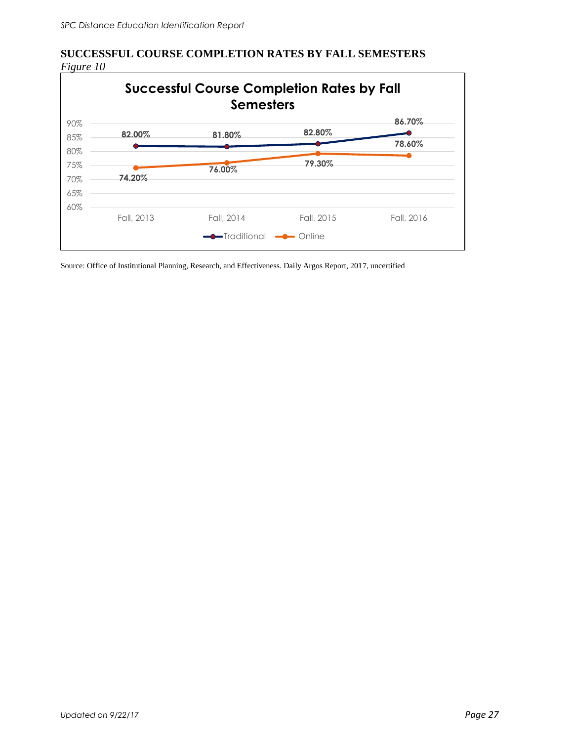## SUCCESSFUL COURSE COMPLETION RATES BY FALL SEMESTERS

*Figure 10*

Successful Course Completion Rates by Fall Semesters

90%
85%
80%
75%
70%
65%
60%

82.00%
81.80%
82.80%
86.70%
78.60%
79.30%
76.00%
74.20%

Fall, 2013
Fall, 2014
Fall, 2015
Fall, 2016

Traditional
Online

Source: Office of Institutional Planning, Research, and Effectiveness. Daily Argos Report, 2017, uncertified